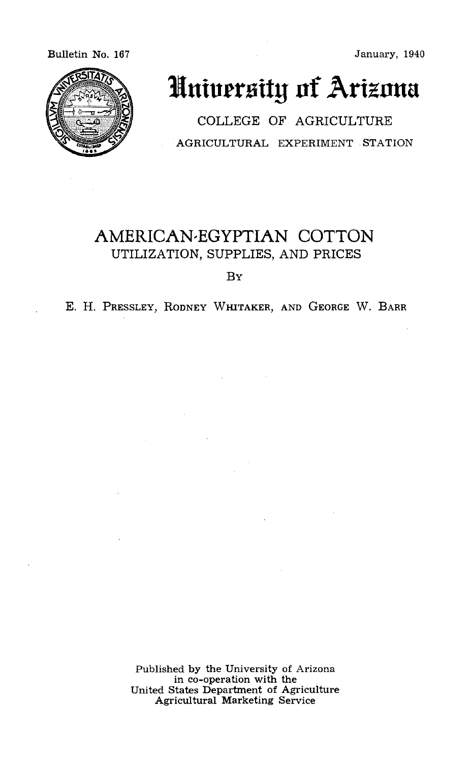Bulletin No. 167

January, 1940

# University of Arizona

COLLEGE OF AGRICULTURE

AGRICULTURAL EXPERIMENT STATION

# AMERICAN-EGYPTIAN COTTON

## UTILIZATION, SUPPLIES, AND PRICES

By

E. H. Pressley, Rodney Whitaker, and George W. Barr

Published by the University of Arizona
in co-operation with the
United States Department of Agriculture
Agricultural Marketing Service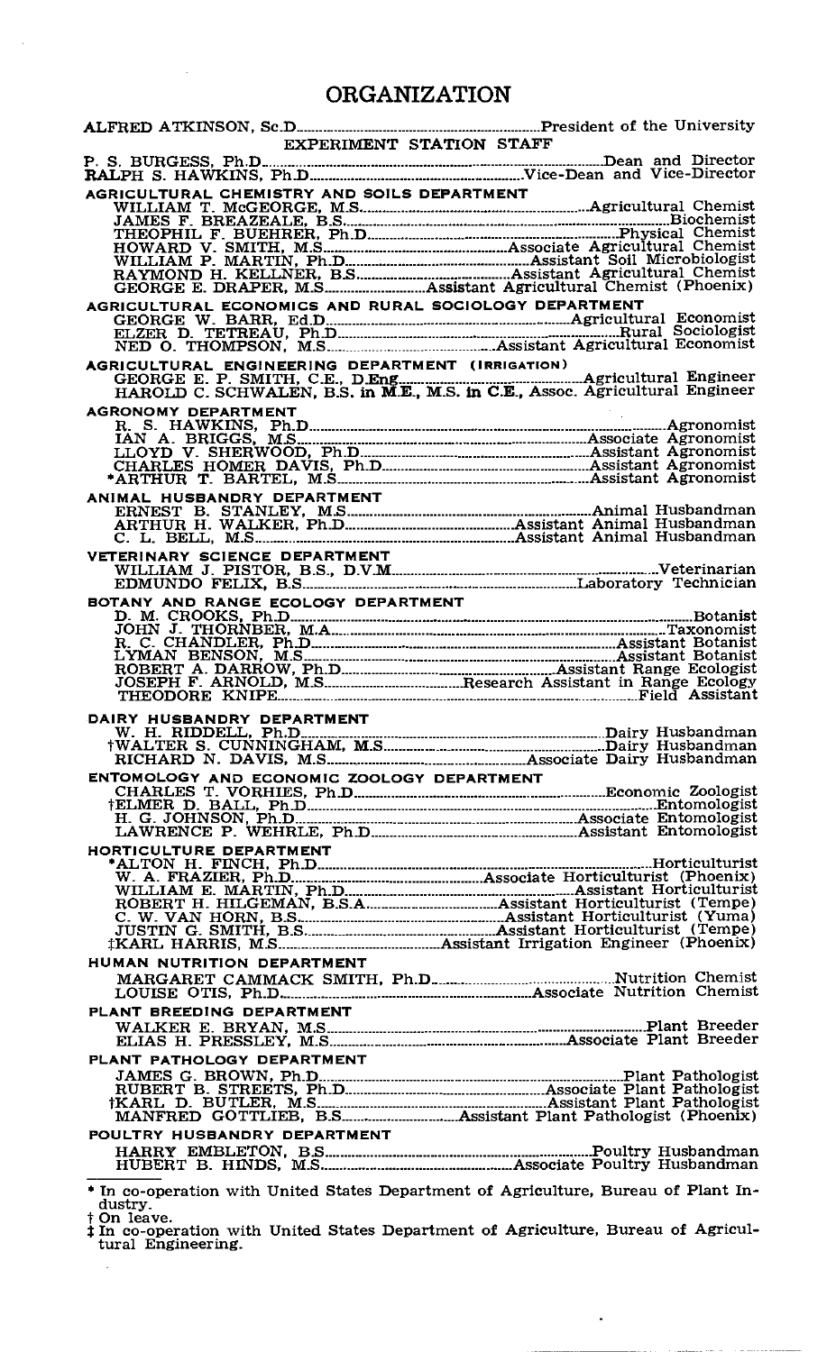# ORGANIZATION

ALFRED ATKINSON, Sc.D. ........ President of the University

## EXPERIMENT STATION STAFF

P. S. BURGESS, Ph.D. ........ Dean and Director
RALPH S. HAWKINS, Ph.D. ........ Vice-Dean and Vice-Director

### AGRICULTURAL CHEMISTRY AND SOILS DEPARTMENT

WILLIAM T. McGEORGE, M.S. ........ Agricultural Chemist
JAMES F. BREAZEALE, B.S. ........ Biochemist
THEOPHIL F. BUEHRER, Ph.D. ........ Physical Chemist
HOWARD V. SMITH, M.S. ........ Associate Agricultural Chemist
WILLIAM P. MARTIN, Ph.D. ........ Assistant Soil Microbiologist
RAYMOND H. KELLNER, B.S. ........ Assistant Agricultural Chemist
GEORGE E. DRAPER, M.S. ........ Assistant Agricultural Chemist (Phoenix)

### AGRICULTURAL ECONOMICS AND RURAL SOCIOLOGY DEPARTMENT

GEORGE W. BARR, Ed.D. ........ Agricultural Economist
ELZER D. TETREAU, Ph.D. ........ Rural Sociologist
NED O. THOMPSON, M.S. ........ Assistant Agricultural Economist

### AGRICULTURAL ENGINEERING DEPARTMENT (IRRIGATION)

GEORGE E. P. SMITH, C.E., D.Eng. ........ Agricultural Engineer
HAROLD C. SCHWALEN, B.S. in M.E., M.S. in C.E., Assoc. Agricultural Engineer

### AGRONOMY DEPARTMENT

R. S. HAWKINS, Ph.D. ........ Agronomist
IAN A. BRIGGS, M.S. ........ Associate Agronomist
LLOYD V. SHERWOOD, Ph.D. ........ Assistant Agronomist
CHARLES HOMER DAVIS, Ph.D. ........ Assistant Agronomist
*ARTHUR T. BARTEL, M.S. ........ Assistant Agronomist

### ANIMAL HUSBANDRY DEPARTMENT

ERNEST B. STANLEY, M.S. ........ Animal Husbandman
ARTHUR H. WALKER, Ph.D. ........ Assistant Animal Husbandman
C. L. BELL, M.S. ........ Assistant Animal Husbandman

### VETERINARY SCIENCE DEPARTMENT

WILLIAM J. PISTOR, B.S., D.V.M. ........ Veterinarian
EDMUNDO FELIX, B.S. ........ Laboratory Technician

### BOTANY AND RANGE ECOLOGY DEPARTMENT

D. M. CROOKS, Ph.D. ........ Botanist
JOHN J. THORNBER, M.A. ........ Taxonomist
R. C. CHANDLER, Ph.D. ........ Assistant Botanist
LYMAN BENSON, M.S. ........ Assistant Botanist
ROBERT A. DARROW, Ph.D. ........ Assistant Range Ecologist
JOSEPH F. ARNOLD, M.S. ........ Research Assistant in Range Ecology
THEODORE KNIPE ........ Field Assistant

### DAIRY HUSBANDRY DEPARTMENT

W. H. RIDDELL, Ph.D. ........ Dairy Husbandman
†WALTER S. CUNNINGHAM, M.S. ........ Dairy Husbandman
RICHARD N. DAVIS, M.S. ........ Associate Dairy Husbandman

### ENTOMOLOGY AND ECONOMIC ZOOLOGY DEPARTMENT

CHARLES T. VORHIES, Ph.D. ........ Economic Zoologist
†ELMER D. BALL, Ph.D. ........ Entomologist
H. G. JOHNSON, Ph.D. ........ Associate Entomologist
LAWRENCE P. WEHRLE, Ph.D. ........ Assistant Entomologist

### HORTICULTURE DEPARTMENT

*ALTON H. FINCH, Ph.D. ........ Horticulturist
W. A. FRAZIER, Ph.D. ........ Associate Horticulturist (Phoenix)
WILLIAM E. MARTIN, Ph.D. ........ Assistant Horticulturist
ROBERT H. HILGEMAN, B.S.A. ........ Assistant Horticulturist (Tempe)
C. W. VAN HORN, B.S. ........ Assistant Horticulturist (Yuma)
JUSTIN G. SMITH, B.S. ........ Assistant Horticulturist (Tempe)
‡KARL HARRIS, M.S. ........ Assistant Irrigation Engineer (Phoenix)

### HUMAN NUTRITION DEPARTMENT

MARGARET CAMMACK SMITH, Ph.D. ........ Nutrition Chemist
LOUISE OTIS, Ph.D. ........ Associate Nutrition Chemist

### PLANT BREEDING DEPARTMENT

WALKER E. BRYAN, M.S. ........ Plant Breeder
ELIAS H. PRESSLEY, M.S. ........ Associate Plant Breeder

### PLANT PATHOLOGY DEPARTMENT

JAMES G. BROWN, Ph.D. ........ Plant Pathologist
RUBERT B. STREETS, Ph.D. ........ Associate Plant Pathologist
†KARL D. BUTLER, M.S. ........ Assistant Plant Pathologist
MANFRED GOTTLIEB, B.S. ........ Assistant Plant Pathologist (Phoenix)

### POULTRY HUSBANDRY DEPARTMENT

HARRY EMBLETON, B.S. ........ Poultry Husbandman
HUBERT B. HINDS, M.S. ........ Associate Poultry Husbandman

---

* In co-operation with United States Department of Agriculture, Bureau of Plant Industry.
† On leave.
‡ In co-operation with United States Department of Agriculture, Bureau of Agricultural Engineering.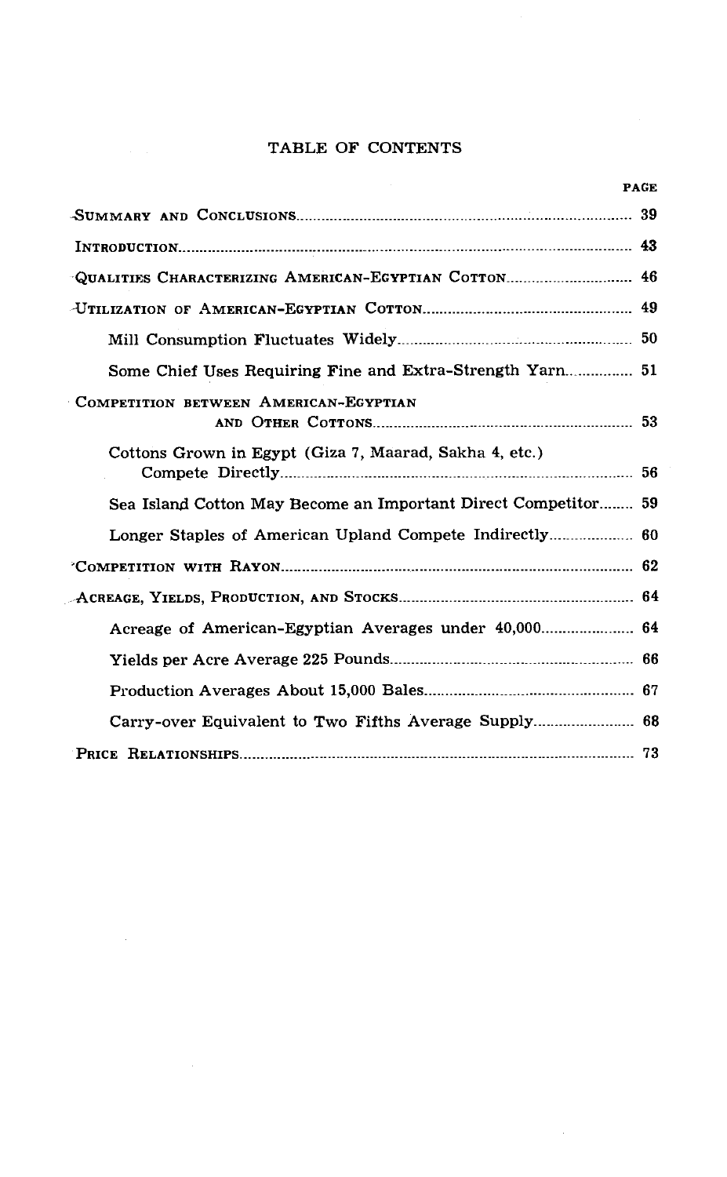# TABLE OF CONTENTS

| | PAGE |
|---|---|
| SUMMARY AND CONCLUSIONS | 39 |
| INTRODUCTION | 43 |
| QUALITIES CHARACTERIZING AMERICAN-EGYPTIAN COTTON | 46 |
| UTILIZATION OF AMERICAN-EGYPTIAN COTTON | 49 |
| Mill Consumption Fluctuates Widely | 50 |
| Some Chief Uses Requiring Fine and Extra-Strength Yarn | 51 |
| COMPETITION BETWEEN AMERICAN-EGYPTIAN AND OTHER COTTONS | 53 |
| Cottons Grown in Egypt (Giza 7, Maarad, Sakha 4, etc.) Compete Directly | 56 |
| Sea Island Cotton May Become an Important Direct Competitor | 59 |
| Longer Staples of American Upland Compete Indirectly | 60 |
| COMPETITION WITH RAYON | 62 |
| ACREAGE, YIELDS, PRODUCTION, AND STOCKS | 64 |
| Acreage of American-Egyptian Averages under 40,000 | 64 |
| Yields per Acre Average 225 Pounds | 66 |
| Production Averages About 15,000 Bales | 67 |
| Carry-over Equivalent to Two Fifths Average Supply | 68 |
| PRICE RELATIONSHIPS | 73 |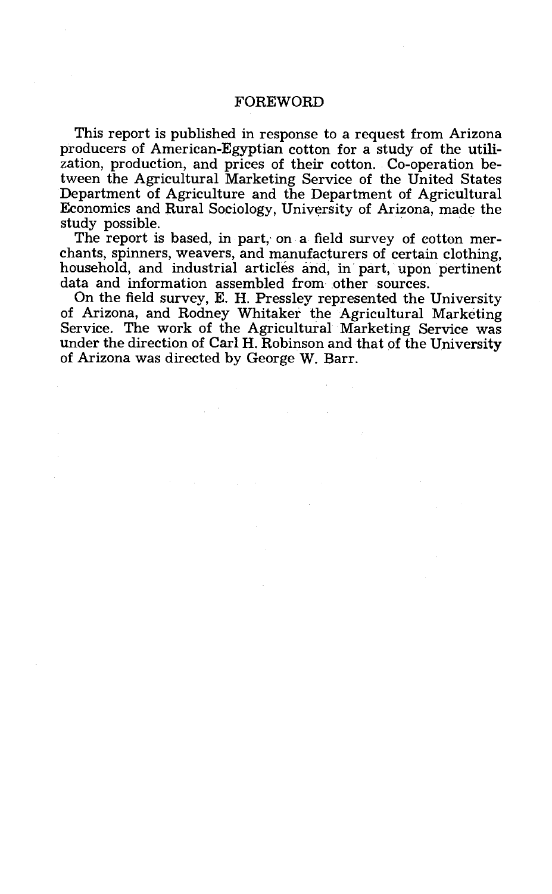## FOREWORD

This report is published in response to a request from Arizona producers of American-Egyptian cotton for a study of the utilization, production, and prices of their cotton. Co-operation between the Agricultural Marketing Service of the United States Department of Agriculture and the Department of Agricultural Economics and Rural Sociology, University of Arizona, made the study possible.

The report is based, in part, on a field survey of cotton merchants, spinners, weavers, and manufacturers of certain clothing, household, and industrial articles and, in part, upon pertinent data and information assembled from other sources.

On the field survey, E. H. Pressley represented the University of Arizona, and Rodney Whitaker the Agricultural Marketing Service. The work of the Agricultural Marketing Service was under the direction of Carl H. Robinson and that of the University of Arizona was directed by George W. Barr.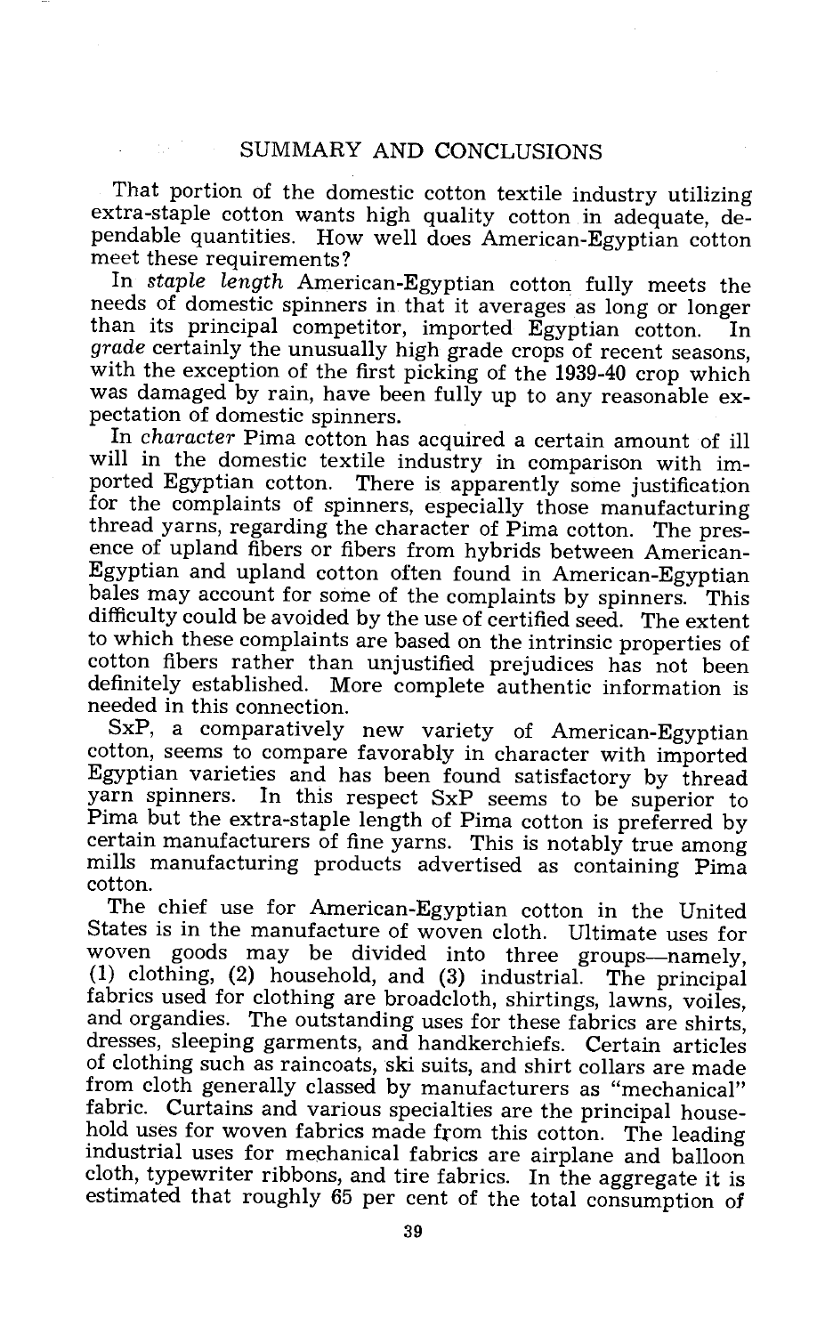## SUMMARY AND CONCLUSIONS

That portion of the domestic cotton textile industry utilizing extra-staple cotton wants high quality cotton in adequate, dependable quantities. How well does American-Egyptian cotton meet these requirements?

In *staple length* American-Egyptian cotton fully meets the needs of domestic spinners in that it averages as long or longer than its principal competitor, imported Egyptian cotton. In *grade* certainly the unusually high grade crops of recent seasons, with the exception of the first picking of the 1939-40 crop which was damaged by rain, have been fully up to any reasonable expectation of domestic spinners.

In *character* Pima cotton has acquired a certain amount of ill will in the domestic textile industry in comparison with imported Egyptian cotton. There is apparently some justification for the complaints of spinners, especially those manufacturing thread yarns, regarding the character of Pima cotton. The presence of upland fibers or fibers from hybrids between American-Egyptian and upland cotton often found in American-Egyptian bales may account for some of the complaints by spinners. This difficulty could be avoided by the use of certified seed. The extent to which these complaints are based on the intrinsic properties of cotton fibers rather than unjustified prejudices has not been definitely established. More complete authentic information is needed in this connection.

SxP, a comparatively new variety of American-Egyptian cotton, seems to compare favorably in character with imported Egyptian varieties and has been found satisfactory by thread yarn spinners. In this respect SxP seems to be superior to Pima but the extra-staple length of Pima cotton is preferred by certain manufacturers of fine yarns. This is notably true among mills manufacturing products advertised as containing Pima cotton.

The chief use for American-Egyptian cotton in the United States is in the manufacture of woven cloth. Ultimate uses for woven goods may be divided into three groups—namely, (1) clothing, (2) household, and (3) industrial. The principal fabrics used for clothing are broadcloth, shirtings, lawns, voiles, and organdies. The outstanding uses for these fabrics are shirts, dresses, sleeping garments, and handkerchiefs. Certain articles of clothing such as raincoats, ski suits, and shirt collars are made from cloth generally classed by manufacturers as "mechanical" fabric. Curtains and various specialties are the principal household uses for woven fabrics made from this cotton. The leading industrial uses for mechanical fabrics are airplane and balloon cloth, typewriter ribbons, and tire fabrics. In the aggregate it is estimated that roughly 65 per cent of the total consumption of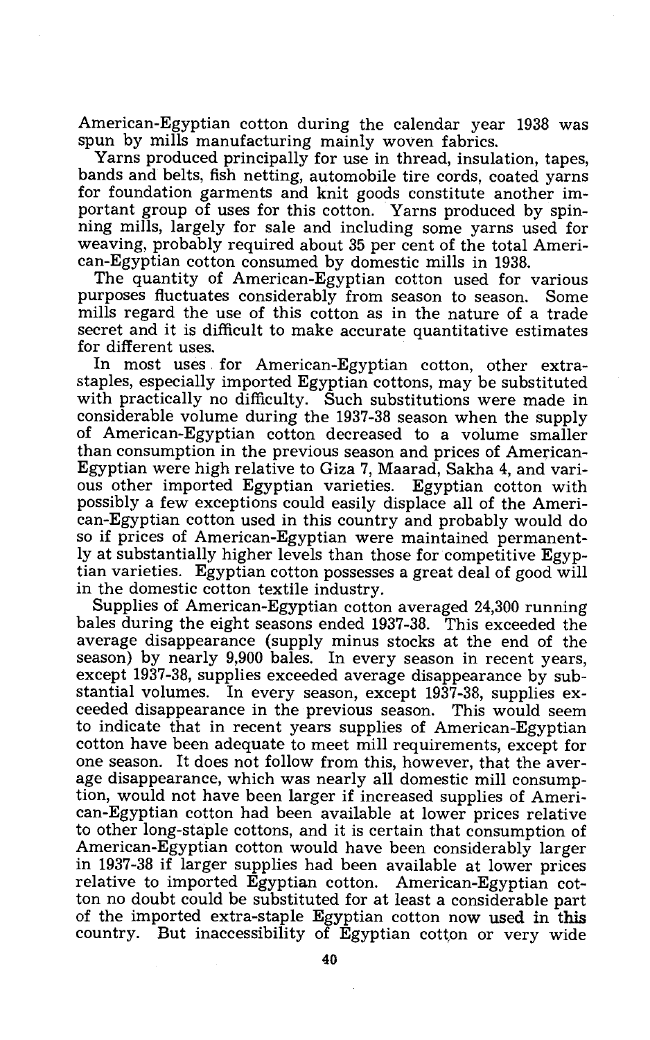American-Egyptian cotton during the calendar year 1938 was spun by mills manufacturing mainly woven fabrics.

Yarns produced principally for use in thread, insulation, tapes, bands and belts, fish netting, automobile tire cords, coated yarns for foundation garments and knit goods constitute another important group of uses for this cotton. Yarns produced by spinning mills, largely for sale and including some yarns used for weaving, probably required about 35 per cent of the total American-Egyptian cotton consumed by domestic mills in 1938.

The quantity of American-Egyptian cotton used for various purposes fluctuates considerably from season to season. Some mills regard the use of this cotton as in the nature of a trade secret and it is difficult to make accurate quantitative estimates for different uses.

In most uses for American-Egyptian cotton, other extra-staples, especially imported Egyptian cottons, may be substituted with practically no difficulty. Such substitutions were made in considerable volume during the 1937-38 season when the supply of American-Egyptian cotton decreased to a volume smaller than consumption in the previous season and prices of American-Egyptian were high relative to Giza 7, Maarad, Sakha 4, and various other imported Egyptian varieties. Egyptian cotton with possibly a few exceptions could easily displace all of the American-Egyptian cotton used in this country and probably would do so if prices of American-Egyptian were maintained permanently at substantially higher levels than those for competitive Egyptian varieties. Egyptian cotton possesses a great deal of good will in the domestic cotton textile industry.

Supplies of American-Egyptian cotton averaged 24,300 running bales during the eight seasons ended 1937-38. This exceeded the average disappearance (supply minus stocks at the end of the season) by nearly 9,900 bales. In every season in recent years, except 1937-38, supplies exceeded average disappearance by substantial volumes. In every season, except 1937-38, supplies exceeded disappearance in the previous season. This would seem to indicate that in recent years supplies of American-Egyptian cotton have been adequate to meet mill requirements, except for one season. It does not follow from this, however, that the average disappearance, which was nearly all domestic mill consumption, would not have been larger if increased supplies of American-Egyptian cotton had been available at lower prices relative to other long-staple cottons, and it is certain that consumption of American-Egyptian cotton would have been considerably larger in 1937-38 if larger supplies had been available at lower prices relative to imported Egyptian cotton. American-Egyptian cotton no doubt could be substituted for at least a considerable part of the imported extra-staple Egyptian cotton now used in this country. But inaccessibility of Egyptian cotton or very wide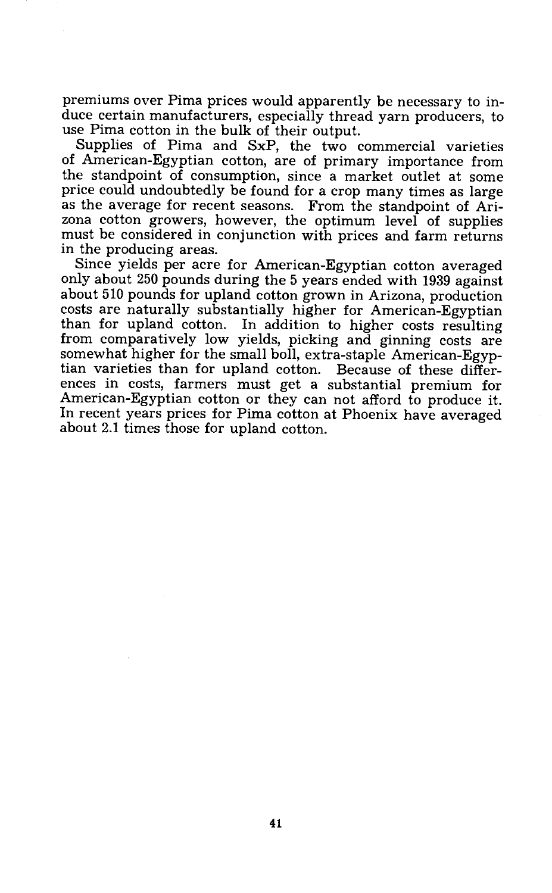premiums over Pima prices would apparently be necessary to induce certain manufacturers, especially thread yarn producers, to use Pima cotton in the bulk of their output.

Supplies of Pima and SxP, the two commercial varieties of American-Egyptian cotton, are of primary importance from the standpoint of consumption, since a market outlet at some price could undoubtedly be found for a crop many times as large as the average for recent seasons. From the standpoint of Arizona cotton growers, however, the optimum level of supplies must be considered in conjunction with prices and farm returns in the producing areas.

Since yields per acre for American-Egyptian cotton averaged only about 250 pounds during the 5 years ended with 1939 against about 510 pounds for upland cotton grown in Arizona, production costs are naturally substantially higher for American-Egyptian than for upland cotton. In addition to higher costs resulting from comparatively low yields, picking and ginning costs are somewhat higher for the small boll, extra-staple American-Egyptian varieties than for upland cotton. Because of these differences in costs, farmers must get a substantial premium for American-Egyptian cotton or they can not afford to produce it. In recent years prices for Pima cotton at Phoenix have averaged about 2.1 times those for upland cotton.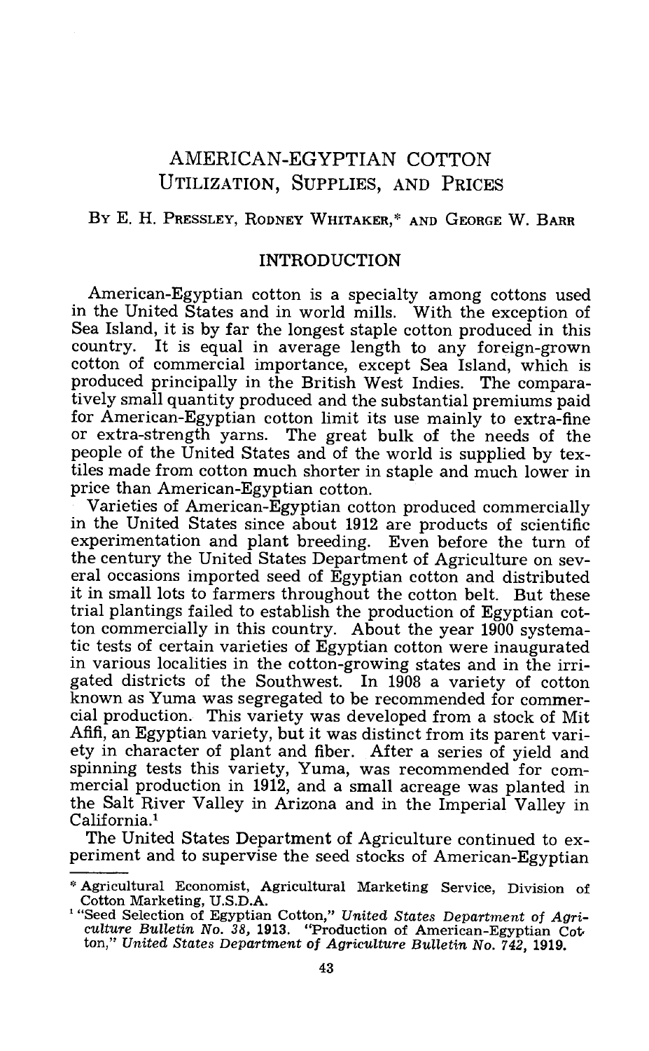# AMERICAN-EGYPTIAN COTTON
## UTILIZATION, SUPPLIES, AND PRICES

BY E. H. PRESSLEY, RODNEY WHITAKER,* AND GEORGE W. BARR

### INTRODUCTION

American-Egyptian cotton is a specialty among cottons used in the United States and in world mills. With the exception of Sea Island, it is by far the longest staple cotton produced in this country. It is equal in average length to any foreign-grown cotton of commercial importance, except Sea Island, which is produced principally in the British West Indies. The comparatively small quantity produced and the substantial premiums paid for American-Egyptian cotton limit its use mainly to extra-fine or extra-strength yarns. The great bulk of the needs of the people of the United States and of the world is supplied by textiles made from cotton much shorter in staple and much lower in price than American-Egyptian cotton.

Varieties of American-Egyptian cotton produced commercially in the United States since about 1912 are products of scientific experimentation and plant breeding. Even before the turn of the century the United States Department of Agriculture on several occasions imported seed of Egyptian cotton and distributed it in small lots to farmers throughout the cotton belt. But these trial plantings failed to establish the production of Egyptian cotton commercially in this country. About the year 1900 systematic tests of certain varieties of Egyptian cotton were inaugurated in various localities in the cotton-growing states and in the irrigated districts of the Southwest. In 1908 a variety of cotton known as Yuma was segregated to be recommended for commercial production. This variety was developed from a stock of Mit Afifi, an Egyptian variety, but it was distinct from its parent variety in character of plant and fiber. After a series of yield and spinning tests this variety, Yuma, was recommended for commercial production in 1912, and a small acreage was planted in the Salt River Valley in Arizona and in the Imperial Valley in California.[1]

The United States Department of Agriculture continued to experiment and to supervise the seed stocks of American-Egyptian

---

* Agricultural Economist, Agricultural Marketing Service, Division of Cotton Marketing, U.S.D.A.

[1] "Seed Selection of Egyptian Cotton," *United States Department of Agriculture Bulletin No. 38*, 1913. "Production of American-Egyptian Cotton," *United States Department of Agriculture Bulletin No. 742*, 1919.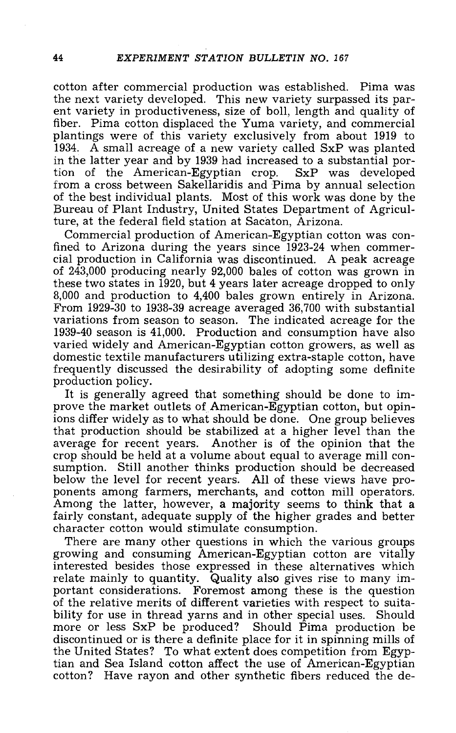cotton after commercial production was established. Pima was the next variety developed. This new variety surpassed its parent variety in productiveness, size of boll, length and quality of fiber. Pima cotton displaced the Yuma variety, and commercial plantings were of this variety exclusively from about 1919 to 1934. A small acreage of a new variety called SxP was planted in the latter year and by 1939 had increased to a substantial portion of the American-Egyptian crop. SxP was developed from a cross between Sakellaridis and Pima by annual selection of the best individual plants. Most of this work was done by the Bureau of Plant Industry, United States Department of Agriculture, at the federal field station at Sacaton, Arizona.

Commercial production of American-Egyptian cotton was confined to Arizona during the years since 1923-24 when commercial production in California was discontinued. A peak acreage of 243,000 producing nearly 92,000 bales of cotton was grown in these two states in 1920, but 4 years later acreage dropped to only 8,000 and production to 4,400 bales grown entirely in Arizona. From 1929-30 to 1938-39 acreage averaged 36,700 with substantial variations from season to season. The indicated acreage for the 1939-40 season is 41,000. Production and consumption have also varied widely and American-Egyptian cotton growers, as well as domestic textile manufacturers utilizing extra-staple cotton, have frequently discussed the desirability of adopting some definite production policy.

It is generally agreed that something should be done to improve the market outlets of American-Egyptian cotton, but opinions differ widely as to what should be done. One group believes that production should be stabilized at a higher level than the average for recent years. Another is of the opinion that the crop should be held at a volume about equal to average mill consumption. Still another thinks production should be decreased below the level for recent years. All of these views have proponents among farmers, merchants, and cotton mill operators. Among the latter, however, a majority seems to think that a fairly constant, adequate supply of the higher grades and better character cotton would stimulate consumption.

There are many other questions in which the various groups growing and consuming American-Egyptian cotton are vitally interested besides those expressed in these alternatives which relate mainly to quantity. Quality also gives rise to many important considerations. Foremost among these is the question of the relative merits of different varieties with respect to suitability for use in thread yarns and in other special uses. Should more or less SxP be produced? Should Pima production be discontinued or is there a definite place for it in spinning mills of the United States? To what extent does competition from Egyptian and Sea Island cotton affect the use of American-Egyptian cotton? Have rayon and other synthetic fibers reduced the de-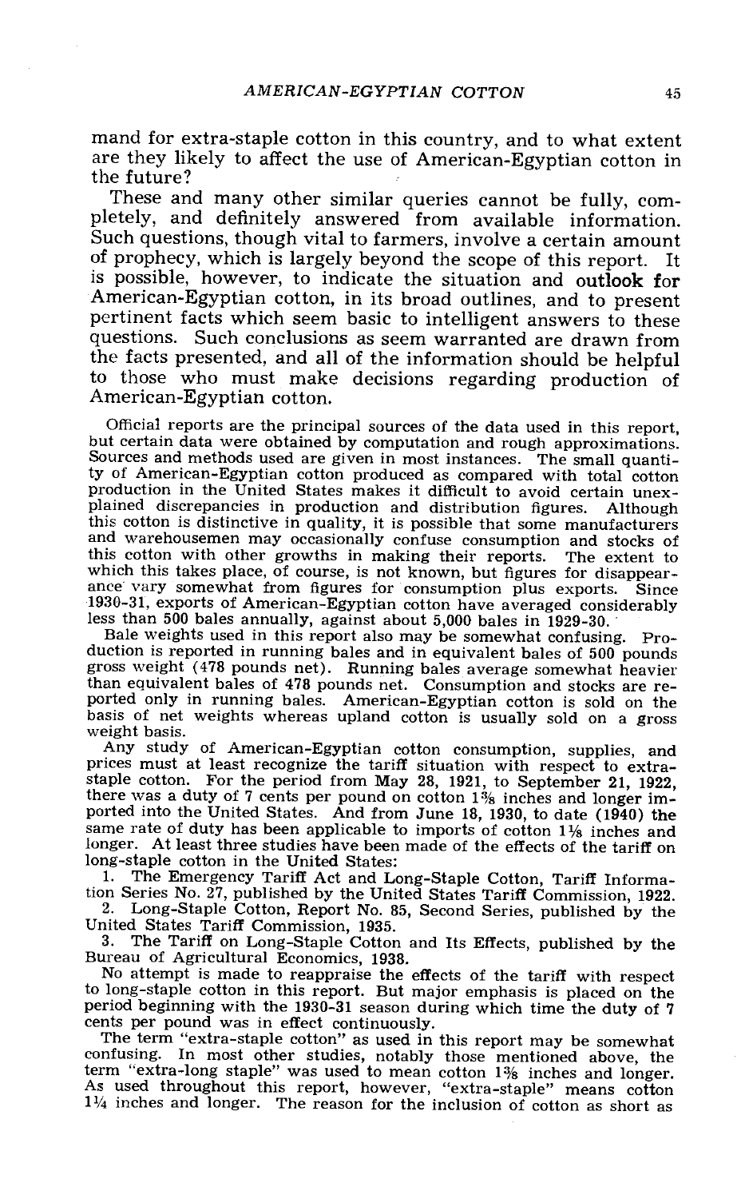mand for extra-staple cotton in this country, and to what extent are they likely to affect the use of American-Egyptian cotton in the future?

These and many other similar queries cannot be fully, completely, and definitely answered from available information. Such questions, though vital to farmers, involve a certain amount of prophecy, which is largely beyond the scope of this report. It is possible, however, to indicate the situation and **outlook for** American-Egyptian cotton, in its broad outlines, and to present pertinent facts which seem basic to intelligent answers to these questions. Such conclusions as seem warranted are drawn from the facts presented, and all of the information should be helpful to those who must make decisions regarding production of American-Egyptian cotton.

Official reports are the principal sources of the data used in this report, but certain data were obtained by computation and rough approximations. Sources and methods used are given in most instances. The small quantity of American-Egyptian cotton produced as compared with total cotton production in the United States makes it difficult to avoid certain unexplained discrepancies in production and distribution figures. Although this cotton is distinctive in quality, it is possible that some manufacturers and warehousemen may occasionally confuse consumption and stocks of this cotton with other growths in making their reports. The extent to which this takes place, of course, is not known, but figures for disappearance vary somewhat from figures for consumption plus exports. Since 1930-31, exports of American-Egyptian cotton have averaged considerably less than 500 bales annually, against about 5,000 bales in 1929-30.

Bale weights used in this report also may be somewhat confusing. Production is reported in running bales and in equivalent bales of 500 pounds gross weight (478 pounds net). Running bales average somewhat heavier than equivalent bales of 478 pounds net. Consumption and stocks are reported only in running bales. American-Egyptian cotton is sold on the basis of net weights whereas upland cotton is usually sold on a gross weight basis.

Any study of American-Egyptian cotton consumption, supplies, and prices must at least recognize the tariff situation with respect to extra-staple cotton. For the period from May 28, 1921, to September 21, 1922, there was a duty of 7 cents per pound on cotton 1⅜ inches and longer imported into the United States. And from June 18, 1930, to date (1940) the same rate of duty has been applicable to imports of cotton 1⅛ inches and longer. At least three studies have been made of the effects of the tariff on long-staple cotton in the United States:

1. The Emergency Tariff Act and Long-Staple Cotton, Tariff Information Series No. 27, published by the United States Tariff Commission, 1922.
2. Long-Staple Cotton, Report No. 85, Second Series, published by the United States Tariff Commission, 1935.
3. The Tariff on Long-Staple Cotton and Its Effects, published by the Bureau of Agricultural Economics, 1938.

No attempt is made to reappraise the effects of the tariff with respect to long-staple cotton in this report. But major emphasis is placed on the period beginning with the 1930-31 season during which time the duty of 7 cents per pound was in effect continuously.

The term "extra-staple cotton" as used in this report may be somewhat confusing. In most other studies, notably those mentioned above, the term "extra-long staple" was used to mean cotton 1⅜ inches and longer. As used throughout this report, however, "extra-staple" means cotton 1¼ inches and longer. The reason for the inclusion of cotton as short as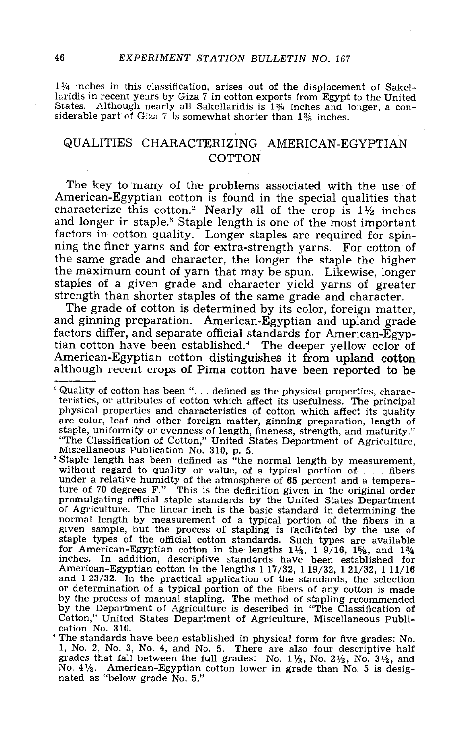1¼ inches in this classification, arises out of the displacement of Sakellaridis in recent years by Giza 7 in cotton exports from Egypt to the United States. Although nearly all Sakellaridis is 1⅜ inches and longer, a considerable part of Giza 7 is somewhat shorter than 1⅜ inches.

## QUALITIES CHARACTERIZING AMERICAN-EGYPTIAN COTTON

The key to many of the problems associated with the use of American-Egyptian cotton is found in the special qualities that characterize this cotton.[2] Nearly all of the crop is 1½ inches and longer in staple.[3] Staple length is one of the most important factors in cotton quality. Longer staples are required for spinning the finer yarns and for extra-strength yarns. For cotton of the same grade and character, the longer the staple the higher the maximum count of yarn that may be spun. Likewise, longer staples of a given grade and character yield yarns of greater strength than shorter staples of the same grade and character.

The grade of cotton is determined by its color, foreign matter, and ginning preparation. American-Egyptian and upland grade factors differ, and separate official standards for American-Egyptian cotton have been established.[4] The deeper yellow color of American-Egyptian cotton distinguishes it from upland cotton although recent crops of Pima cotton have been reported to be

---

[2] Quality of cotton has been ". . . defined as the physical properties, characteristics, or attributes of cotton which affect its usefulness. The principal physical properties and characteristics of cotton which affect its quality are color, leaf and other foreign matter, ginning preparation, length of staple, uniformity or evenness of length, fineness, strength, and maturity." "The Classification of Cotton," United States Department of Agriculture, Miscellaneous Publication No. 310, p. 5.

[3] Staple length has been defined as "the normal length by measurement, without regard to quality or value, of a typical portion of . . . fibers under a relative humidty of the atmosphere of 65 percent and a temperature of 70 degrees F." This is the definition given in the original order promulgating official staple standards by the United States Department of Agriculture. The linear inch is the basic standard in determining the normal length by measurement of a typical portion of the fibers in a given sample, but the process of stapling is facilitated by the use of staple types of the official cotton standards. Such types are available for American-Egyptian cotton in the lengths 1½, 1 9/16, 1⅝, and 1¾ inches. In addition, descriptive standards have been established for American-Egyptian cotton in the lengths 1 17/32, 1 19/32, 1 21/32, 1 11/16 and 1 23/32. In the practical application of the standards, the selection or determination of a typical portion of the fibers of any cotton is made by the process of manual stapling. The method of stapling recommended by the Department of Agriculture is described in "The Classification of Cotton," United States Department of Agriculture, Miscellaneous Publication No. 310.

[4] The standards have been established in physical form for five grades: No. 1, No. 2, No. 3, No. 4, and No. 5. There are also four descriptive half grades that fall between the full grades: No. 1½, No. 2½, No. 3½, and No. 4½. American-Egyptian cotton lower in grade than No. 5 is designated as "below grade No. 5."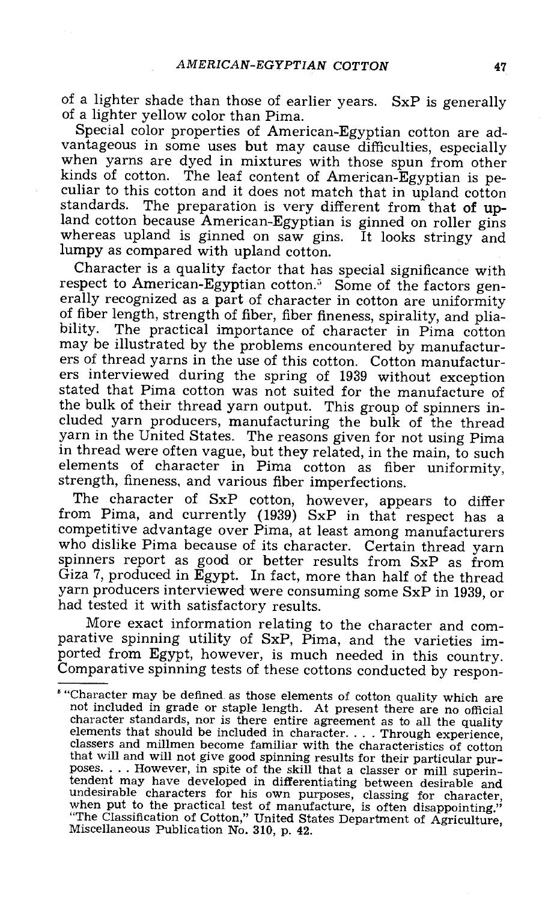of a lighter shade than those of earlier years. SxP is generally of a lighter yellow color than Pima.

Special color properties of American-Egyptian cotton are advantageous in some uses but may cause difficulties, especially when yarns are dyed in mixtures with those spun from other kinds of cotton. The leaf content of American-Egyptian is peculiar to this cotton and it does not match that in upland cotton standards. The preparation is very different from that of upland cotton because American-Egyptian is ginned on roller gins whereas upland is ginned on saw gins. It looks stringy and lumpy as compared with upland cotton.

Character is a quality factor that has special significance with respect to American-Egyptian cotton.[5] Some of the factors generally recognized as a part of character in cotton are uniformity of fiber length, strength of fiber, fiber fineness, spirality, and pliability. The practical importance of character in Pima cotton may be illustrated by the problems encountered by manufacturers of thread yarns in the use of this cotton. Cotton manufacturers interviewed during the spring of 1939 without exception stated that Pima cotton was not suited for the manufacture of the bulk of their thread yarn output. This group of spinners included yarn producers, manufacturing the bulk of the thread yarn in the United States. The reasons given for not using Pima in thread were often vague, but they related, in the main, to such elements of character in Pima cotton as fiber uniformity, strength, fineness, and various fiber imperfections.

The character of SxP cotton, however, appears to differ from Pima, and currently (1939) SxP in that respect has a competitive advantage over Pima, at least among manufacturers who dislike Pima because of its character. Certain thread yarn spinners report as good or better results from SxP as from Giza 7, produced in Egypt. In fact, more than half of the thread yarn producers interviewed were consuming some SxP in 1939, or had tested it with satisfactory results.

More exact information relating to the character and comparative spinning utility of SxP, Pima, and the varieties imported from Egypt, however, is much needed in this country. Comparative spinning tests of these cottons conducted by respon-

---

[5] "Character may be defined as those elements of cotton quality which are not included in grade or staple length. At present there are no official character standards, nor is there entire agreement as to all the quality elements that should be included in character. . . . Through experience, classers and millmen become familiar with the characteristics of cotton that will and will not give good spinning results for their particular purposes. . . . However, in spite of the skill that a classer or mill superintendent may have developed in differentiating between desirable and undesirable characters for his own purposes, classing for character, when put to the practical test of manufacture, is often disappointing." "The Classification of Cotton," United States Department of Agriculture, Miscellaneous Publication No. 310, p. 42.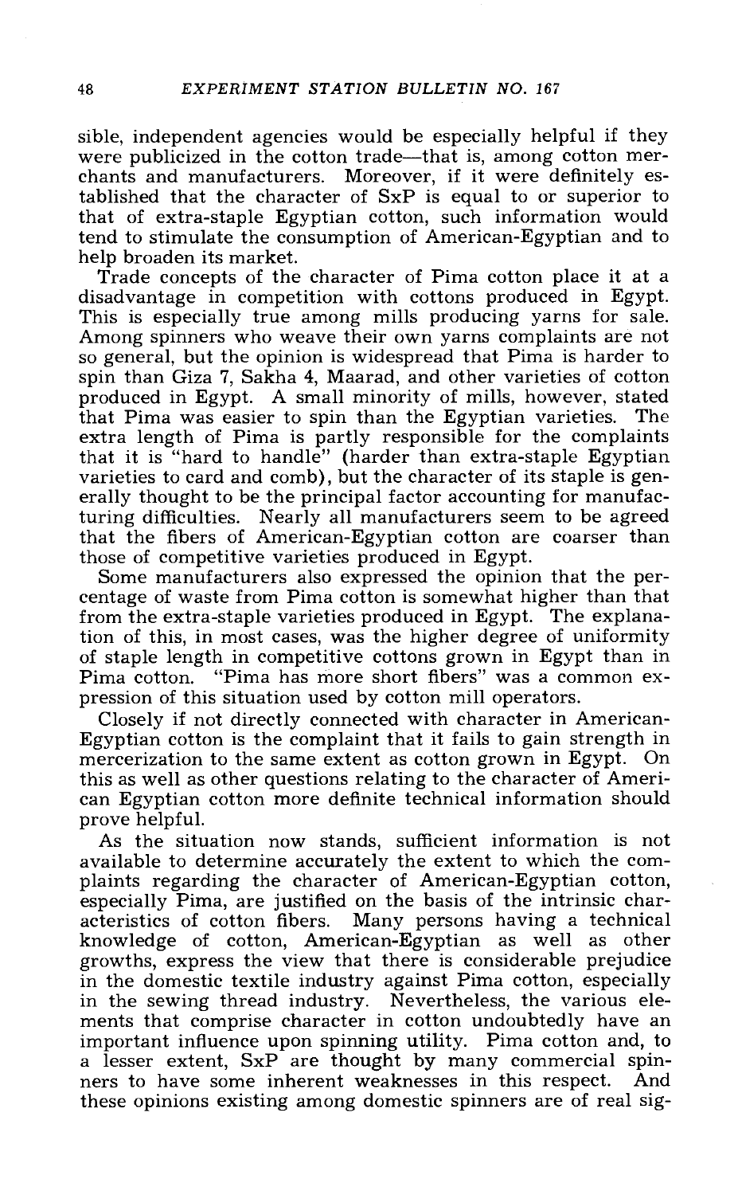sible, independent agencies would be especially helpful if they were publicized in the cotton trade—that is, among cotton merchants and manufacturers. Moreover, if it were definitely established that the character of SxP is equal to or superior to that of extra-staple Egyptian cotton, such information would tend to stimulate the consumption of American-Egyptian and to help broaden its market.

Trade concepts of the character of Pima cotton place it at a disadvantage in competition with cottons produced in Egypt. This is especially true among mills producing yarns for sale. Among spinners who weave their own yarns complaints are not so general, but the opinion is widespread that Pima is harder to spin than Giza 7, Sakha 4, Maarad, and other varieties of cotton produced in Egypt. A small minority of mills, however, stated that Pima was easier to spin than the Egyptian varieties. The extra length of Pima is partly responsible for the complaints that it is "hard to handle" (harder than extra-staple Egyptian varieties to card and comb), but the character of its staple is generally thought to be the principal factor accounting for manufacturing difficulties. Nearly all manufacturers seem to be agreed that the fibers of American-Egyptian cotton are coarser than those of competitive varieties produced in Egypt.

Some manufacturers also expressed the opinion that the percentage of waste from Pima cotton is somewhat higher than that from the extra-staple varieties produced in Egypt. The explanation of this, in most cases, was the higher degree of uniformity of staple length in competitive cottons grown in Egypt than in Pima cotton. "Pima has more short fibers" was a common expression of this situation used by cotton mill operators.

Closely if not directly connected with character in American-Egyptian cotton is the complaint that it fails to gain strength in mercerization to the same extent as cotton grown in Egypt. On this as well as other questions relating to the character of American Egyptian cotton more definite technical information should prove helpful.

As the situation now stands, sufficient information is not available to determine accurately the extent to which the complaints regarding the character of American-Egyptian cotton, especially Pima, are justified on the basis of the intrinsic characteristics of cotton fibers. Many persons having a technical knowledge of cotton, American-Egyptian as well as other growths, express the view that there is considerable prejudice in the domestic textile industry against Pima cotton, especially in the sewing thread industry. Nevertheless, the various elements that comprise character in cotton undoubtedly have an important influence upon spinning utility. Pima cotton and, to a lesser extent, SxP are thought by many commercial spinners to have some inherent weaknesses in this respect. And these opinions existing among domestic spinners are of real sig-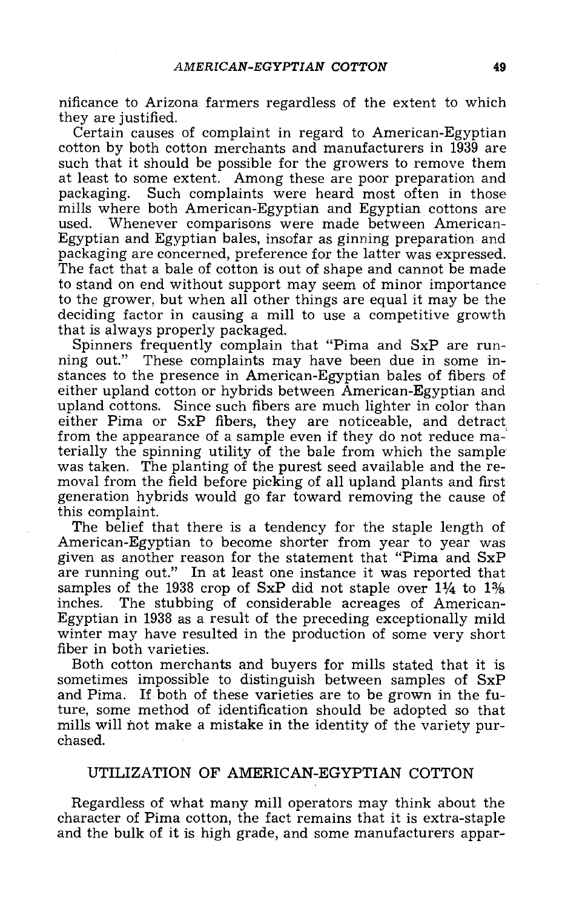nificance to Arizona farmers regardless of the extent to which they are justified.

Certain causes of complaint in regard to American-Egyptian cotton by both cotton merchants and manufacturers in 1939 are such that it should be possible for the growers to remove them at least to some extent. Among these are poor preparation and packaging. Such complaints were heard most often in those mills where both American-Egyptian and Egyptian cottons are used. Whenever comparisons were made between American-Egyptian and Egyptian bales, insofar as ginning preparation and packaging are concerned, preference for the latter was expressed. The fact that a bale of cotton is out of shape and cannot be made to stand on end without support may seem of minor importance to the grower, but when all other things are equal it may be the deciding factor in causing a mill to use a competitive growth that is always properly packaged.

Spinners frequently complain that "Pima and SxP are running out." These complaints may have been due in some instances to the presence in American-Egyptian bales of fibers of either upland cotton or hybrids between American-Egyptian and upland cottons. Since such fibers are much lighter in color than either Pima or SxP fibers, they are noticeable, and detract from the appearance of a sample even if they do not reduce materially the spinning utility of the bale from which the sample was taken. The planting of the purest seed available and the removal from the field before picking of all upland plants and first generation hybrids would go far toward removing the cause of this complaint.

The belief that there is a tendency for the staple length of American-Egyptian to become shorter from year to year was given as another reason for the statement that "Pima and SxP are running out." In at least one instance it was reported that samples of the 1938 crop of SxP did not staple over 1¼ to 1⅜ inches. The stubbing of considerable acreages of American-Egyptian in 1938 as a result of the preceding exceptionally mild winter may have resulted in the production of some very short fiber in both varieties.

Both cotton merchants and buyers for mills stated that it is sometimes impossible to distinguish between samples of SxP and Pima. If both of these varieties are to be grown in the future, some method of identification should be adopted so that mills will not make a mistake in the identity of the variety purchased.

## UTILIZATION OF AMERICAN-EGYPTIAN COTTON

Regardless of what many mill operators may think about the character of Pima cotton, the fact remains that it is extra-staple and the bulk of it is high grade, and some manufacturers appar-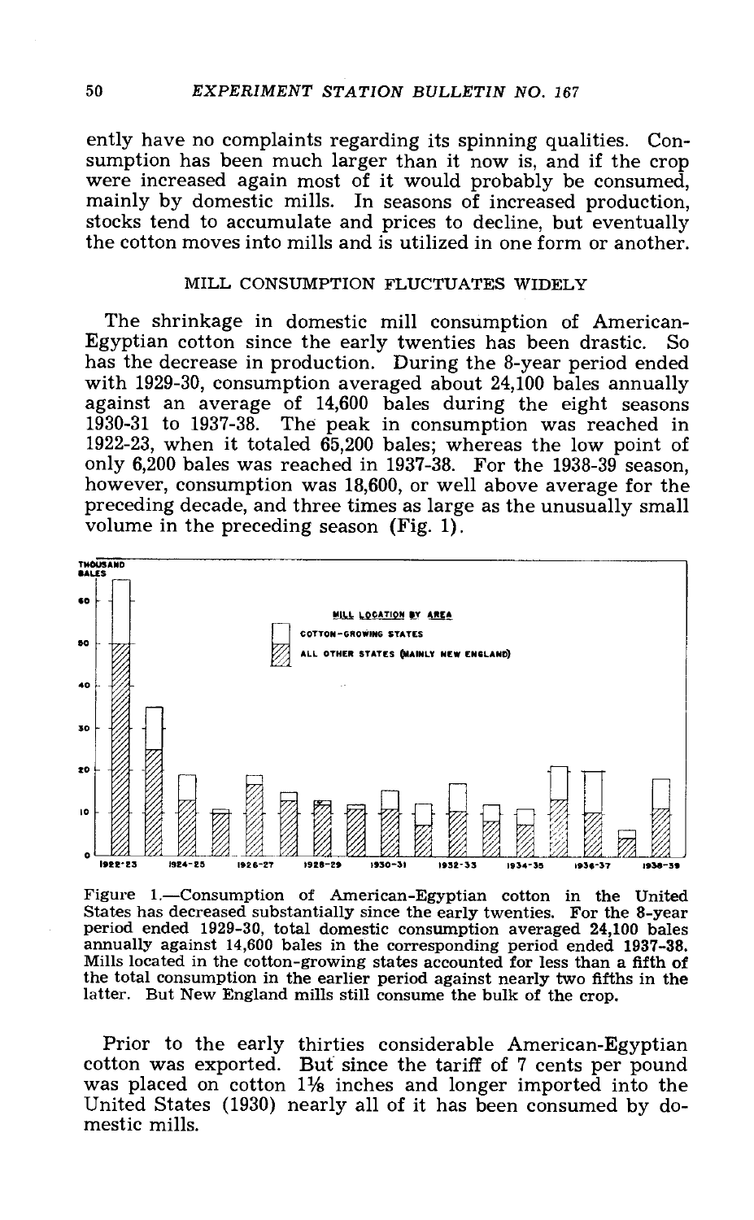ently have no complaints regarding its spinning qualities. Consumption has been much larger than it now is, and if the crop were increased again most of it would probably be consumed, mainly by domestic mills. In seasons of increased production, stocks tend to accumulate and prices to decline, but eventually the cotton moves into mills and is utilized in one form or another.

## MILL CONSUMPTION FLUCTUATES WIDELY

The shrinkage in domestic mill consumption of American-Egyptian cotton since the early twenties has been drastic. So has the decrease in production. During the 8-year period ended with 1929-30, consumption averaged about 24,100 bales annually against an average of 14,600 bales during the eight seasons 1930-31 to 1937-38. The peak in consumption was reached in 1922-23, when it totaled 65,200 bales; whereas the low point of only 6,200 bales was reached in 1937-38. For the 1938-39 season, however, consumption was 18,600, or well above average for the preceding decade, and three times as large as the unusually small volume in the preceding season (Fig. 1).

Figure 1.—Consumption of American-Egyptian cotton in the United States has decreased substantially since the early twenties. For the 8-year period ended 1929-30, total domestic consumption averaged 24,100 bales annually against 14,600 bales in the corresponding period ended 1937-38. Mills located in the cotton-growing states accounted for less than a fifth of the total consumption in the earlier period against nearly two fifths in the latter. But New England mills still consume the bulk of the crop.

Prior to the early thirties considerable American-Egyptian cotton was exported. But since the tariff of 7 cents per pound was placed on cotton 1⅛ inches and longer imported into the United States (1930) nearly all of it has been consumed by domestic mills.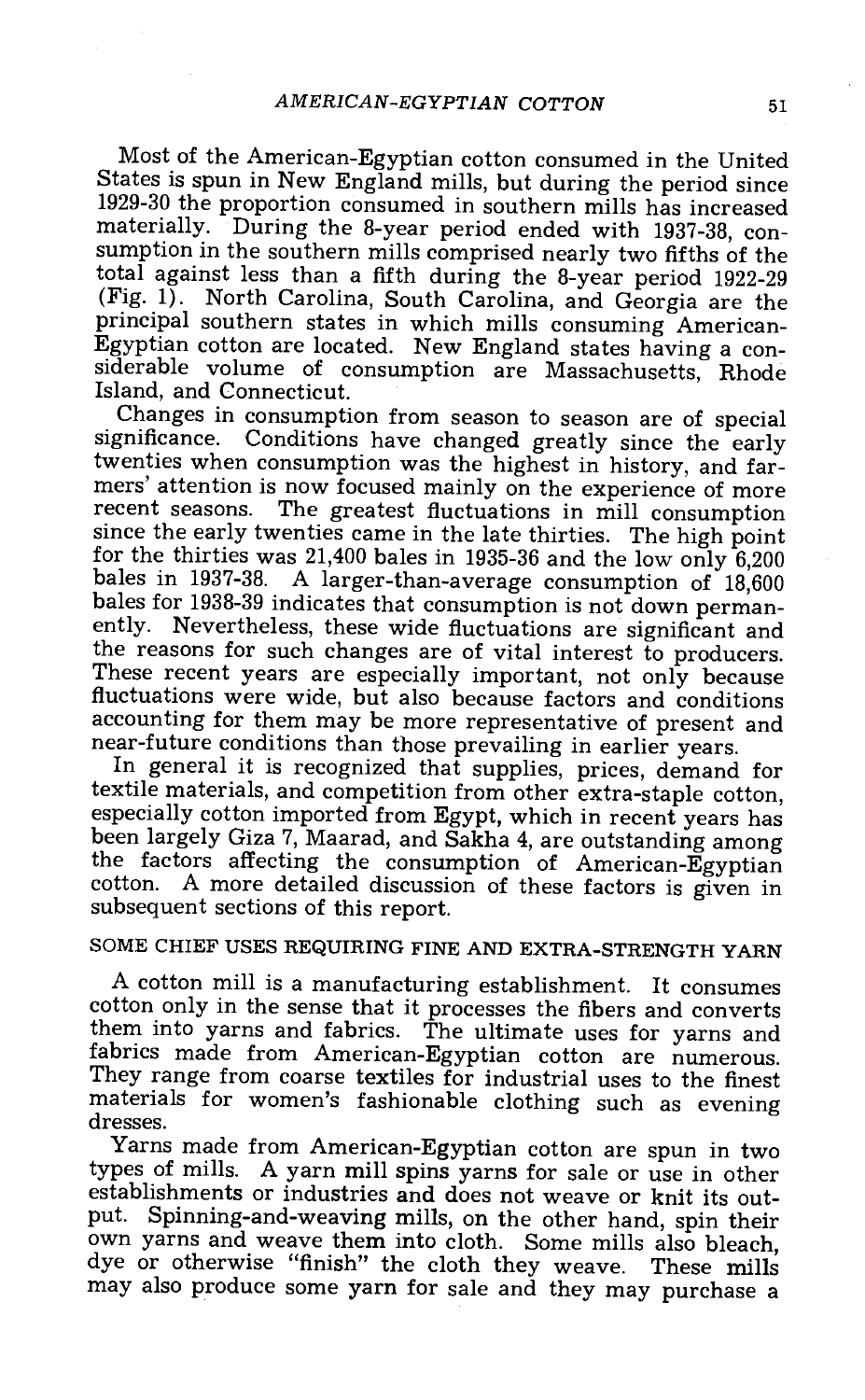Most of the American-Egyptian cotton consumed in the United States is spun in New England mills, but during the period since 1929-30 the proportion consumed in southern mills has increased materially. During the 8-year period ended with 1937-38, consumption in the southern mills comprised nearly two fifths of the total against less than a fifth during the 8-year period 1922-29 (Fig. 1). North Carolina, South Carolina, and Georgia are the principal southern states in which mills consuming American-Egyptian cotton are located. New England states having a considerable volume of consumption are Massachusetts, Rhode Island, and Connecticut.

Changes in consumption from season to season are of special significance. Conditions have changed greatly since the early twenties when consumption was the highest in history, and farmers' attention is now focused mainly on the experience of more recent seasons. The greatest fluctuations in mill consumption since the early twenties came in the late thirties. The high point for the thirties was 21,400 bales in 1935-36 and the low only 6,200 bales in 1937-38. A larger-than-average consumption of 18,600 bales for 1938-39 indicates that consumption is not down permanently. Nevertheless, these wide fluctuations are significant and the reasons for such changes are of vital interest to producers. These recent years are especially important, not only because fluctuations were wide, but also because factors and conditions accounting for them may be more representative of present and near-future conditions than those prevailing in earlier years.

In general it is recognized that supplies, prices, demand for textile materials, and competition from other extra-staple cotton, especially cotton imported from Egypt, which in recent years has been largely Giza 7, Maarad, and Sakha 4, are outstanding among the factors affecting the consumption of American-Egyptian cotton. A more detailed discussion of these factors is given in subsequent sections of this report.

## SOME CHIEF USES REQUIRING FINE AND EXTRA-STRENGTH YARN

A cotton mill is a manufacturing establishment. It consumes cotton only in the sense that it processes the fibers and converts them into yarns and fabrics. The ultimate uses for yarns and fabrics made from American-Egyptian cotton are numerous. They range from coarse textiles for industrial uses to the finest materials for women's fashionable clothing such as evening dresses.

Yarns made from American-Egyptian cotton are spun in two types of mills. A yarn mill spins yarns for sale or use in other establishments or industries and does not weave or knit its output. Spinning-and-weaving mills, on the other hand, spin their own yarns and weave them into cloth. Some mills also bleach, dye or otherwise "finish" the cloth they weave. These mills may also produce some yarn for sale and they may purchase a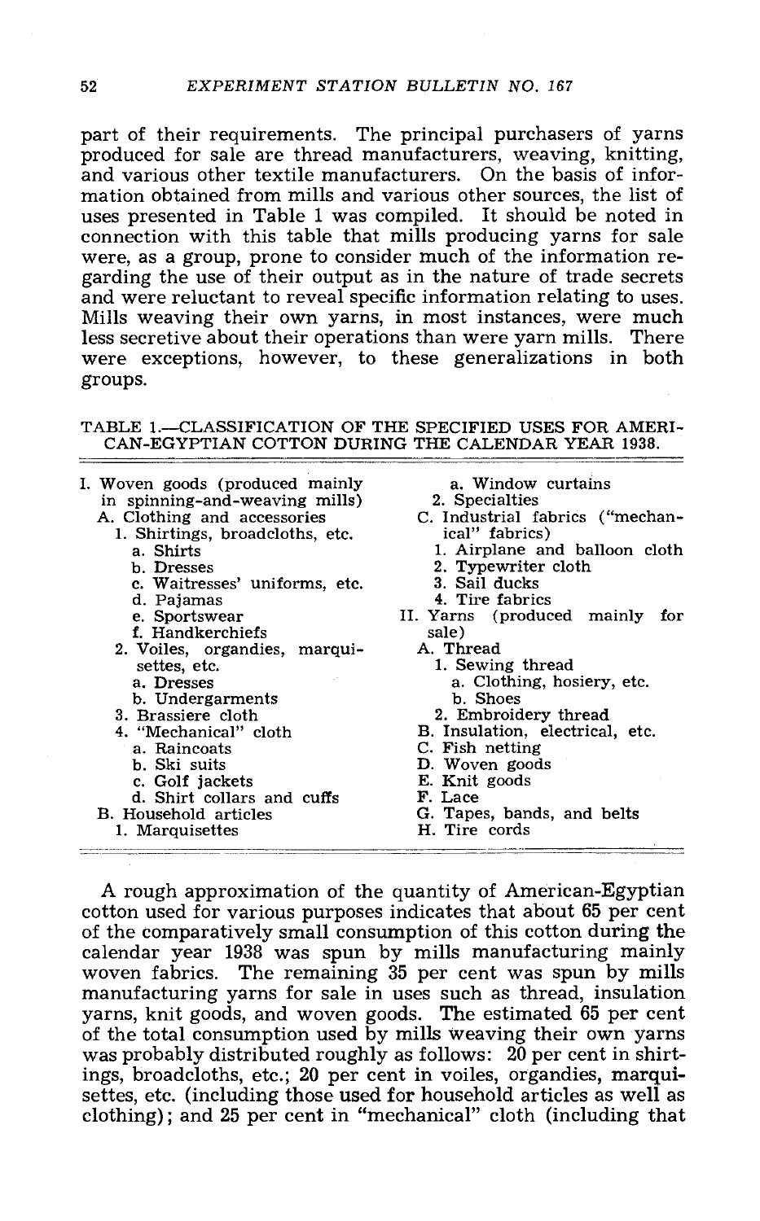part of their requirements. The principal purchasers of yarns produced for sale are thread manufacturers, weaving, knitting, and various other textile manufacturers. On the basis of information obtained from mills and various other sources, the list of uses presented in Table 1 was compiled. It should be noted in connection with this table that mills producing yarns for sale were, as a group, prone to consider much of the information regarding the use of their output as in the nature of trade secrets and were reluctant to reveal specific information relating to uses. Mills weaving their own yarns, in most instances, were much less secretive about their operations than were yarn mills. There were exceptions, however, to these generalizations in both groups.

TABLE 1.—CLASSIFICATION OF THE SPECIFIED USES FOR AMERICAN-EGYPTIAN COTTON DURING THE CALENDAR YEAR 1938.

- I. Woven goods (produced mainly in spinning-and-weaving mills)
  - A. Clothing and accessories
    - 1. Shirtings, broadcloths, etc.
      - a. Shirts
      - b. Dresses
      - c. Waitresses' uniforms, etc.
      - d. Pajamas
      - e. Sportswear
      - f. Handkerchiefs
    - 2. Voiles, organdies, marquisettes, etc.
      - a. Dresses
      - b. Undergarments
    - 3. Brassiere cloth
    - 4. "Mechanical" cloth
      - a. Raincoats
      - b. Ski suits
      - c. Golf jackets
      - d. Shirt collars and cuffs
  - B. Household articles
    - 1. Marquisettes
      - a. Window curtains
    - 2. Specialties
  - C. Industrial fabrics ("mechanical" fabrics)
    - 1. Airplane and balloon cloth
    - 2. Typewriter cloth
    - 3. Sail ducks
    - 4. Tire fabrics
- II. Yarns (produced mainly for sale)
  - A. Thread
    - 1. Sewing thread
      - a. Clothing, hosiery, etc.
      - b. Shoes
    - 2. Embroidery thread
  - B. Insulation, electrical, etc.
  - C. Fish netting
  - D. Woven goods
  - E. Knit goods
  - F. Lace
  - G. Tapes, bands, and belts
  - H. Tire cords

A rough approximation of the quantity of American-Egyptian cotton used for various purposes indicates that about 65 per cent of the comparatively small consumption of this cotton during the calendar year 1938 was spun by mills manufacturing mainly woven fabrics. The remaining 35 per cent was spun by mills manufacturing yarns for sale in uses such as thread, insulation yarns, knit goods, and woven goods. The estimated 65 per cent of the total consumption used by mills weaving their own yarns was probably distributed roughly as follows: 20 per cent in shirtings, broadcloths, etc.; 20 per cent in voiles, organdies, marquisettes, etc. (including those used for household articles as well as clothing); and 25 per cent in "mechanical" cloth (including that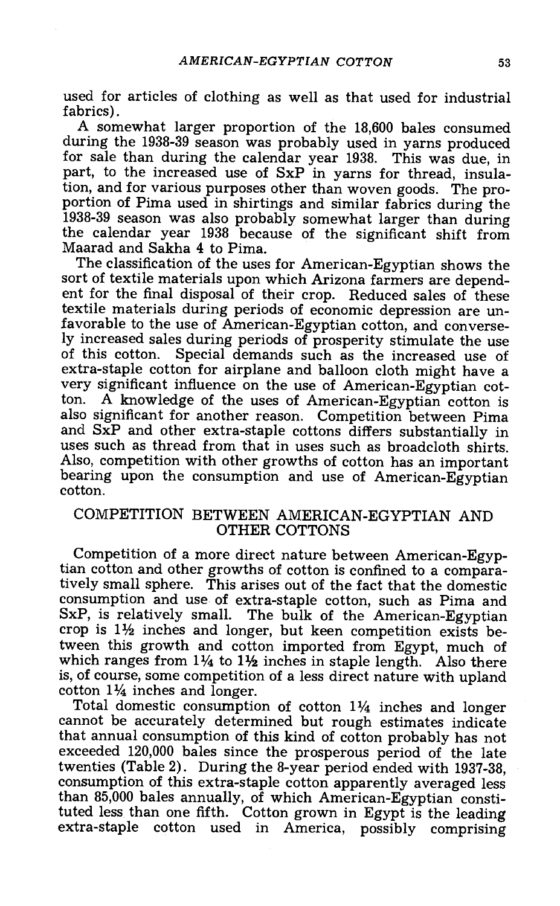used for articles of clothing as well as that used for industrial fabrics).

A somewhat larger proportion of the 18,600 bales consumed during the 1938-39 season was probably used in yarns produced for sale than during the calendar year 1938. This was due, in part, to the increased use of SxP in yarns for thread, insulation, and for various purposes other than woven goods. The proportion of Pima used in shirtings and similar fabrics during the 1938-39 season was also probably somewhat larger than during the calendar year 1938 because of the significant shift from Maarad and Sakha 4 to Pima.

The classification of the uses for American-Egyptian shows the sort of textile materials upon which Arizona farmers are dependent for the final disposal of their crop. Reduced sales of these textile materials during periods of economic depression are unfavorable to the use of American-Egyptian cotton, and conversely increased sales during periods of prosperity stimulate the use of this cotton. Special demands such as the increased use of extra-staple cotton for airplane and balloon cloth might have a very significant influence on the use of American-Egyptian cotton. A knowledge of the uses of American-Egyptian cotton is also significant for another reason. Competition between Pima and SxP and other extra-staple cottons differs substantially in uses such as thread from that in uses such as broadcloth shirts. Also, competition with other growths of cotton has an important bearing upon the consumption and use of American-Egyptian cotton.

## COMPETITION BETWEEN AMERICAN-EGYPTIAN AND OTHER COTTONS

Competition of a more direct nature between American-Egyptian cotton and other growths of cotton is confined to a comparatively small sphere. This arises out of the fact that the domestic consumption and use of extra-staple cotton, such as Pima and SxP, is relatively small. The bulk of the American-Egyptian crop is 1½ inches and longer, but keen competition exists between this growth and cotton imported from Egypt, much of which ranges from 1¼ to 1½ inches in staple length. Also there is, of course, some competition of a less direct nature with upland cotton 1¼ inches and longer.

Total domestic consumption of cotton 1¼ inches and longer cannot be accurately determined but rough estimates indicate that annual consumption of this kind of cotton probably has not exceeded 120,000 bales since the prosperous period of the late twenties (Table 2). During the 8-year period ended with 1937-38, consumption of this extra-staple cotton apparently averaged less than 85,000 bales annually, of which American-Egyptian constituted less than one fifth. Cotton grown in Egypt is the leading extra-staple cotton used in America, possibly comprising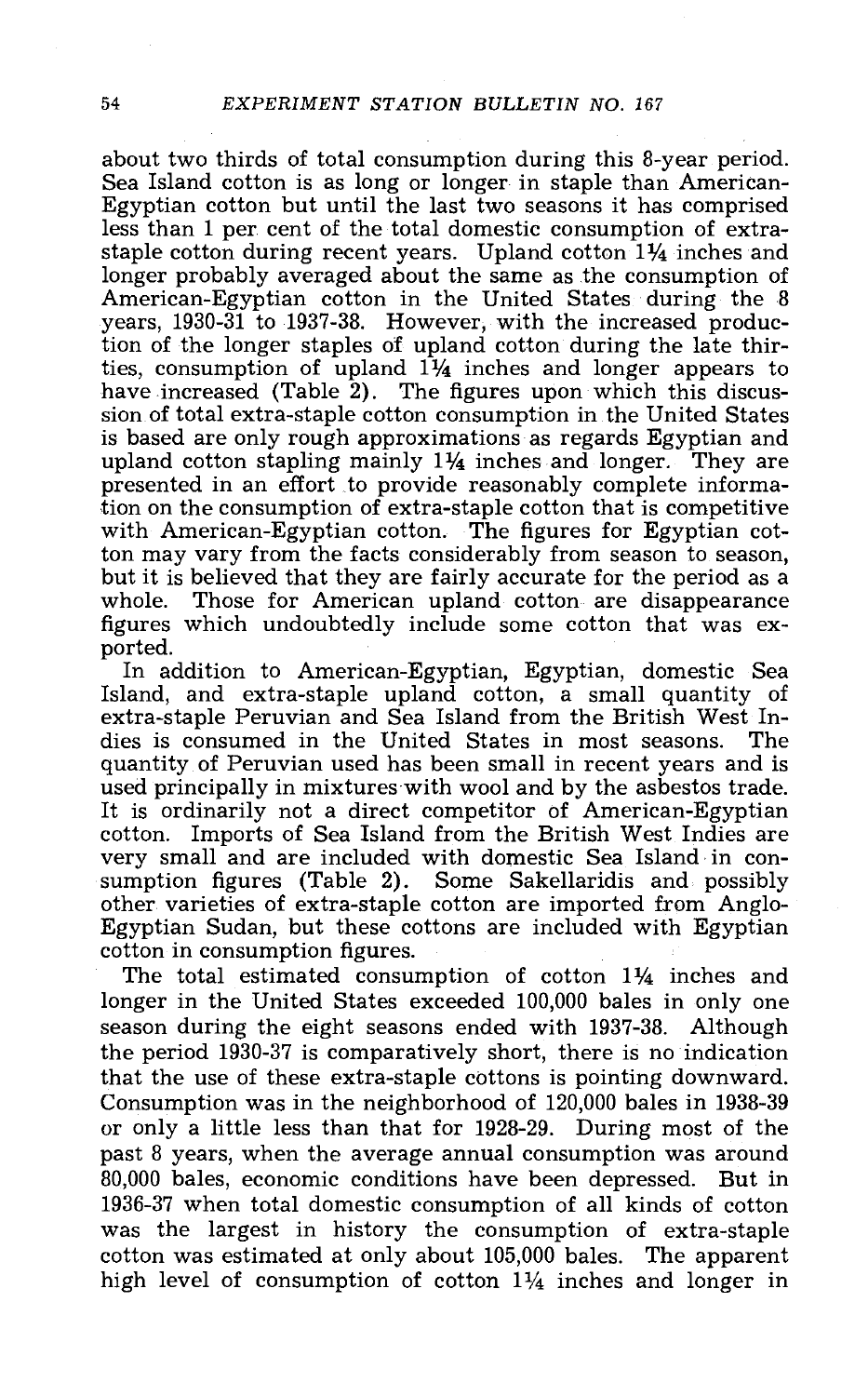about two thirds of total consumption during this 8-year period. Sea Island cotton is as long or longer in staple than American-Egyptian cotton but until the last two seasons it has comprised less than 1 per cent of the total domestic consumption of extra-staple cotton during recent years. Upland cotton 1¼ inches and longer probably averaged about the same as the consumption of American-Egyptian cotton in the United States during the 8 years, 1930-31 to 1937-38. However, with the increased production of the longer staples of upland cotton during the late thirties, consumption of upland 1¼ inches and longer appears to have increased (Table 2). The figures upon which this discussion of total extra-staple cotton consumption in the United States is based are only rough approximations as regards Egyptian and upland cotton stapling mainly 1¼ inches and longer. They are presented in an effort to provide reasonably complete information on the consumption of extra-staple cotton that is competitive with American-Egyptian cotton. The figures for Egyptian cotton may vary from the facts considerably from season to season, but it is believed that they are fairly accurate for the period as a whole. Those for American upland cotton are disappearance figures which undoubtedly include some cotton that was exported.

In addition to American-Egyptian, Egyptian, domestic Sea Island, and extra-staple upland cotton, a small quantity of extra-staple Peruvian and Sea Island from the British West Indies is consumed in the United States in most seasons. The quantity of Peruvian used has been small in recent years and is used principally in mixtures with wool and by the asbestos trade. It is ordinarily not a direct competitor of American-Egyptian cotton. Imports of Sea Island from the British West Indies are very small and are included with domestic Sea Island in consumption figures (Table 2). Some Sakellaridis and possibly other varieties of extra-staple cotton are imported from Anglo-Egyptian Sudan, but these cottons are included with Egyptian cotton in consumption figures.

The total estimated consumption of cotton 1¼ inches and longer in the United States exceeded 100,000 bales in only one season during the eight seasons ended with 1937-38. Although the period 1930-37 is comparatively short, there is no indication that the use of these extra-staple cottons is pointing downward. Consumption was in the neighborhood of 120,000 bales in 1938-39 or only a little less than that for 1928-29. During most of the past 8 years, when the average annual consumption was around 80,000 bales, economic conditions have been depressed. But in 1936-37 when total domestic consumption of all kinds of cotton was the largest in history the consumption of extra-staple cotton was estimated at only about 105,000 bales. The apparent high level of consumption of cotton 1¼ inches and longer in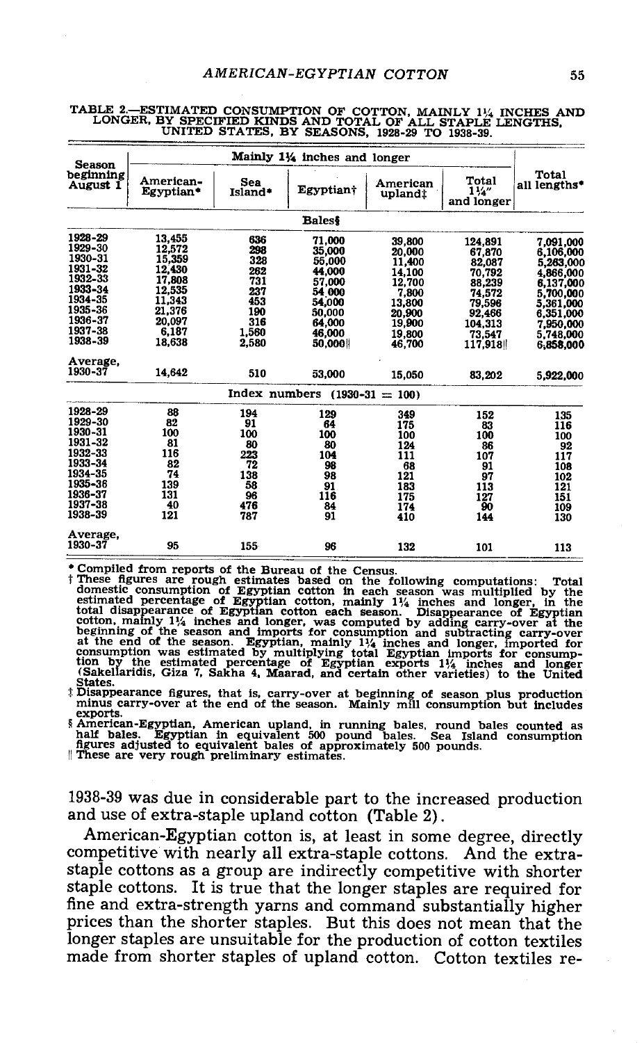TABLE 2.—ESTIMATED CONSUMPTION OF COTTON, MAINLY $1\frac{1}{4}$ INCHES AND LONGER, BY SPECIFIED KINDS AND TOTAL OF ALL STAPLE LENGTHS, UNITED STATES, BY SEASONS, 1928-29 TO 1938-39.

| Season beginning August 1 | Mainly $1\frac{1}{4}$ inches and longer | | | | | Total all lengths* |
|---|---|---|---|---|---|---|
| | American-Egyptian* | Sea Island* | Egyptian† | American upland‡ | Total $1\frac{1}{4}$" and longer | |
| | **Bales§** | | | | | |
| 1928-29 | 13,455 | 636 | 71,000 | 39,800 | 124,891 | 7,091,000 |
| 1929-30 | 12,572 | 298 | 35,000 | 20,000 | 67,870 | 6,106,000 |
| 1930-31 | 15,359 | 328 | 55,000 | 11,400 | 82,087 | 5,263,000 |
| 1931-32 | 12,430 | 262 | 44,000 | 14,100 | 70,792 | 4,866,000 |
| 1932-33 | 17,808 | 731 | 57,000 | 12,700 | 88,239 | 6,137,000 |
| 1933-34 | 12,535 | 237 | 54,000 | 7,800 | 74,572 | 5,700,000 |
| 1934-35 | 11,343 | 453 | 54,000 | 13,800 | 79,596 | 5,361,000 |
| 1935-36 | 21,376 | 190 | 50,000 | 20,900 | 92,466 | 6,351,000 |
| 1936-37 | 20,097 | 316 | 64,000 | 19,900 | 104,313 | 7,950,000 |
| 1937-38 | 6,187 | 1,560 | 46,000 | 19,800 | 73,547 | 5,748,000 |
| 1938-39 | 18,638 | 2,580 | 50,000‖ | 46,700 | 117,918‖ | 6,858,000 |
| Average, 1930-37 | 14,642 | 510 | 53,000 | 15,050 | 83,202 | 5,922,000 |
| | **Index numbers (1930-31 = 100)** | | | | | |
| 1928-29 | 88 | 194 | 129 | 349 | 152 | 135 |
| 1929-30 | 82 | 91 | 64 | 175 | 83 | 116 |
| 1930-31 | 100 | 100 | 100 | 100 | 100 | 100 |
| 1931-32 | 81 | 80 | 80 | 124 | 86 | 92 |
| 1932-33 | 116 | 223 | 104 | 111 | 107 | 117 |
| 1933-34 | 82 | 72 | 98 | 68 | 91 | 108 |
| 1934-35 | 74 | 138 | 98 | 121 | 97 | 102 |
| 1935-36 | 139 | 58 | 91 | 183 | 113 | 121 |
| 1936-37 | 131 | 96 | 116 | 175 | 127 | 151 |
| 1937-38 | 40 | 476 | 84 | 174 | 90 | 109 |
| 1938-39 | 121 | 787 | 91 | 410 | 144 | 130 |
| Average, 1930-37 | 95 | 155 | 96 | 132 | 101 | 113 |

\* Compiled from reports of the Bureau of the Census.

† These figures are rough estimates based on the following computations: Total domestic consumption of Egyptian cotton in each season was multiplied by the estimated percentage of Egyptian cotton, mainly $1\frac{1}{4}$ inches and longer, in the total disappearance of Egyptian cotton each season. Disappearance of Egyptian cotton, mainly $1\frac{1}{4}$ inches and longer, was computed by adding carry-over at the beginning of the season and imports for consumption and subtracting carry-over at the end of the season. Egyptian, mainly $1\frac{1}{4}$ inches and longer, imported for consumption was estimated by multiplying total Egyptian imports for consumption by the estimated percentage of Egyptian exports $1\frac{1}{4}$ inches and longer (Sakellaridis, Giza 7, Sakha 4, Maarad, and certain other varieties) to the United States.

‡ Disappearance figures, that is, carry-over at beginning of season plus production minus carry-over at the end of the season. Mainly mill consumption but includes exports.

§ American-Egyptian, American upland, in running bales, round bales counted as half bales. Egyptian in equivalent 500 pound bales. Sea Island consumption figures adjusted to equivalent bales of approximately 500 pounds.

‖ These are very rough preliminary estimates.

1938-39 was due in considerable part to the increased production and use of extra-staple upland cotton (Table 2).

American-Egyptian cotton is, at least in some degree, directly competitive with nearly all extra-staple cottons. And the extra-staple cottons as a group are indirectly competitive with shorter staple cottons. It is true that the longer staples are required for fine and extra-strength yarns and command substantially higher prices than the shorter staples. But this does not mean that the longer staples are unsuitable for the production of cotton textiles made from shorter staples of upland cotton. Cotton textiles re-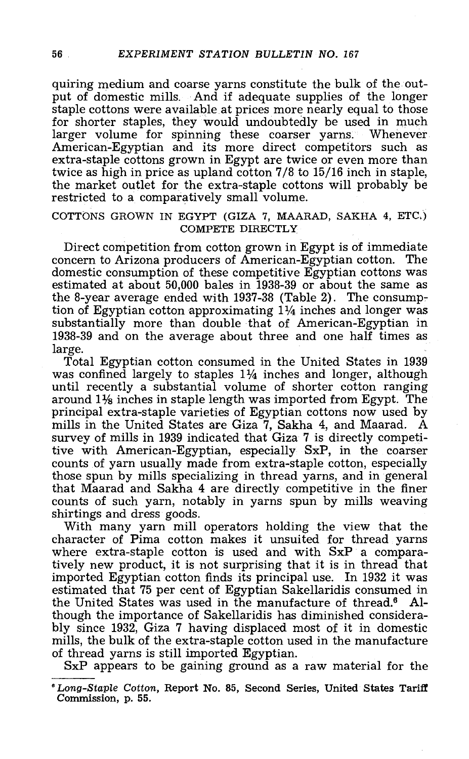quiring medium and coarse yarns constitute the bulk of the output of domestic mills. And if adequate supplies of the longer staple cottons were available at prices more nearly equal to those for shorter staples, they would undoubtedly be used in much larger volume for spinning these coarser yarns. Whenever American-Egyptian and its more direct competitors such as extra-staple cottons grown in Egypt are twice or even more than twice as high in price as upland cotton 7/8 to 15/16 inch in staple, the market outlet for the extra-staple cottons will probably be restricted to a comparatively small volume.

## COTTONS GROWN IN EGYPT (GIZA 7, MAARAD, SAKHA 4, ETC.) COMPETE DIRECTLY

Direct competition from cotton grown in Egypt is of immediate concern to Arizona producers of American-Egyptian cotton. The domestic consumption of these competitive Egyptian cottons was estimated at about 50,000 bales in 1938-39 or about the same as the 8-year average ended with 1937-38 (Table 2). The consumption of Egyptian cotton approximating 1¼ inches and longer was substantially more than double that of American-Egyptian in 1938-39 and on the average about three and one half times as large.

Total Egyptian cotton consumed in the United States in 1939 was confined largely to staples 1¼ inches and longer, although until recently a substantial volume of shorter cotton ranging around 1⅛ inches in staple length was imported from Egypt. The principal extra-staple varieties of Egyptian cottons now used by mills in the United States are Giza 7, Sakha 4, and Maarad. A survey of mills in 1939 indicated that Giza 7 is directly competitive with American-Egyptian, especially SxP, in the coarser counts of yarn usually made from extra-staple cotton, especially those spun by mills specializing in thread yarns, and in general that Maarad and Sakha 4 are directly competitive in the finer counts of such yarn, notably in yarns spun by mills weaving shirtings and dress goods.

With many yarn mill operators holding the view that the character of Pima cotton makes it unsuited for thread yarns where extra-staple cotton is used and with SxP a comparatively new product, it is not surprising that it is in thread that imported Egyptian cotton finds its principal use. In 1932 it was estimated that 75 per cent of Egyptian Sakellaridis consumed in the United States was used in the manufacture of thread.[6] Although the importance of Sakellaridis has diminished considerably since 1932, Giza 7 having displaced most of it in domestic mills, the bulk of the extra-staple cotton used in the manufacture of thread yarns is still imported Egyptian.

SxP appears to be gaining ground as a raw material for the

---

[6] *Long-Staple Cotton*, Report No. 85, Second Series, United States Tariff Commission, p. 55.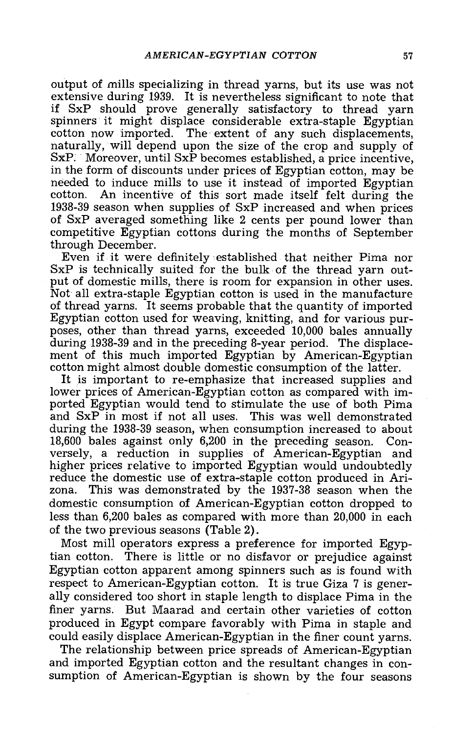output of mills specializing in thread yarns, but its use was not extensive during 1939. It is nevertheless significant to note that if SxP should prove generally satisfactory to thread yarn spinners it might displace considerable extra-staple Egyptian cotton now imported. The extent of any such displacements, naturally, will depend upon the size of the crop and supply of SxP. Moreover, until SxP becomes established, a price incentive, in the form of discounts under prices of Egyptian cotton, may be needed to induce mills to use it instead of imported Egyptian cotton. An incentive of this sort made itself felt during the 1938-39 season when supplies of SxP increased and when prices of SxP averaged something like 2 cents per pound lower than competitive Egyptian cottons during the months of September through December.

Even if it were definitely established that neither Pima nor SxP is technically suited for the bulk of the thread yarn output of domestic mills, there is room for expansion in other uses. Not all extra-staple Egyptian cotton is used in the manufacture of thread yarns. It seems probable that the quantity of imported Egyptian cotton used for weaving, knitting, and for various purposes, other than thread yarns, exceeded 10,000 bales annually during 1938-39 and in the preceding 8-year period. The displacement of this much imported Egyptian by American-Egyptian cotton might almost double domestic consumption of the latter.

It is important to re-emphasize that increased supplies and lower prices of American-Egyptian cotton as compared with imported Egyptian would tend to stimulate the use of both Pima and SxP in most if not all uses. This was well demonstrated during the 1938-39 season, when consumption increased to about 18,600 bales against only 6,200 in the preceding season. Conversely, a reduction in supplies of American-Egyptian and higher prices relative to imported Egyptian would undoubtedly reduce the domestic use of extra-staple cotton produced in Arizona. This was demonstrated by the 1937-38 season when the domestic consumption of American-Egyptian cotton dropped to less than 6,200 bales as compared with more than 20,000 in each of the two previous seasons (Table 2).

Most mill operators express a preference for imported Egyptian cotton. There is little or no disfavor or prejudice against Egyptian cotton apparent among spinners such as is found with respect to American-Egyptian cotton. It is true Giza 7 is generally considered too short in staple length to displace Pima in the finer yarns. But Maarad and certain other varieties of cotton produced in Egypt compare favorably with Pima in staple and could easily displace American-Egyptian in the finer count yarns.

The relationship between price spreads of American-Egyptian and imported Egyptian cotton and the resultant changes in consumption of American-Egyptian is shown by the four seasons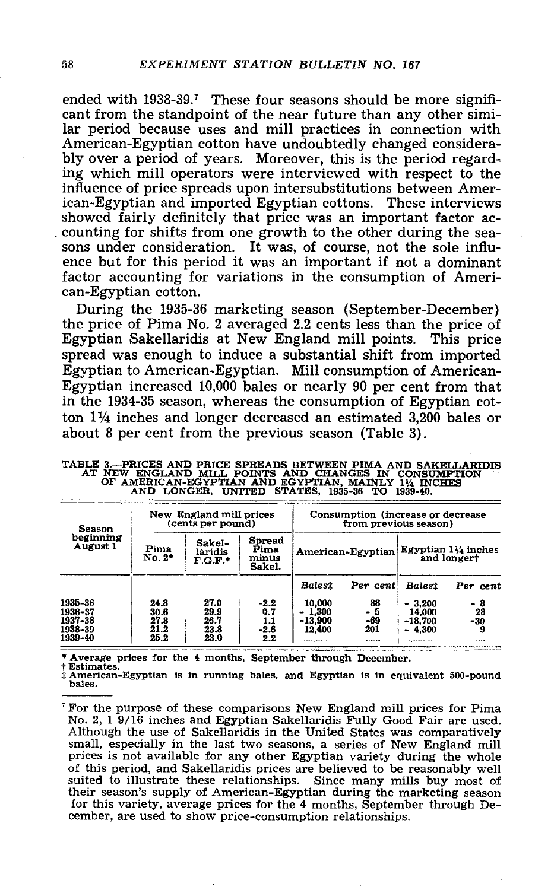ended with 1938-39.[7] These four seasons should be more significant from the standpoint of the near future than any other similar period because uses and mill practices in connection with American-Egyptian cotton have undoubtedly changed considerably over a period of years. Moreover, this is the period regarding which mill operators were interviewed with respect to the influence of price spreads upon intersubstitutions between American-Egyptian and imported Egyptian cottons. These interviews showed fairly definitely that price was an important factor accounting for shifts from one growth to the other during the seasons under consideration. It was, of course, not the sole influence but for this period it was an important if not a dominant factor accounting for variations in the consumption of American-Egyptian cotton.

During the 1935-36 marketing season (September-December) the price of Pima No. 2 averaged 2.2 cents less than the price of Egyptian Sakellaridis at New England mill points. This price spread was enough to induce a substantial shift from imported Egyptian to American-Egyptian. Mill consumption of American-Egyptian increased 10,000 bales or nearly 90 per cent from that in the 1934-35 season, whereas the consumption of Egyptian cotton 1¼ inches and longer decreased an estimated 3,200 bales or about 8 per cent from the previous season (Table 3).

TABLE 3.—PRICES AND PRICE SPREADS BETWEEN PIMA AND SAKELLARIDIS AT NEW ENGLAND MILL POINTS AND CHANGES IN CONSUMPTION OF AMERICAN-EGYPTIAN AND EGYPTIAN, MAINLY 1¼ INCHES AND LONGER, UNITED STATES, 1935-36 TO 1939-40.

| Season beginning August 1 | New England mill prices (cents per pound) | | | Consumption (increase or decrease from previous season) | | | |
|---|---|---|---|---|---|---|---|
| | Pima No. 2* | Sakellaridis F.G.F.* | Spread Pima minus Sakel. | American-Egyptian | | Egyptian 1¼ inches and longer† | |
| | | | | *Bales‡* | *Per cent* | *Bales‡* | *Per cent* |
| 1935-36 | 24.8 | 27.0 | -2.2 | 10,000 | 88 | - 3,200 | - 8 |
| 1936-37 | 30.6 | 29.9 | 0.7 | - 1,300 | - 5 | 14,000 | 28 |
| 1937-38 | 27.8 | 26.7 | 1.1 | -13,900 | -69 | -18,700 | -30 |
| 1938-39 | 21.2 | 23.8 | -2.6 | 12,400 | 201 | - 4,300 | 9 |
| 1939-40 | 25.2 | 23.0 | 2.2 | ........ | ...... | ........ | .... |

\* Average prices for the 4 months, September through December.
† Estimates.
‡ American-Egyptian is in running bales, and Egyptian is in equivalent 500-pound bales.

[7] For the purpose of these comparisons New England mill prices for Pima No. 2, 1 9/16 inches and Egyptian Sakellaridis Fully Good Fair are used. Although the use of Sakellaridis in the United States was comparatively small, especially in the last two seasons, a series of New England mill prices is not available for any other Egyptian variety during the whole of this period, and Sakellaridis prices are believed to be reasonably well suited to illustrate these relationships. Since many mills buy most of their season's supply of American-Egyptian during the marketing season for this variety, average prices for the 4 months, September through December, are used to show price-consumption relationships.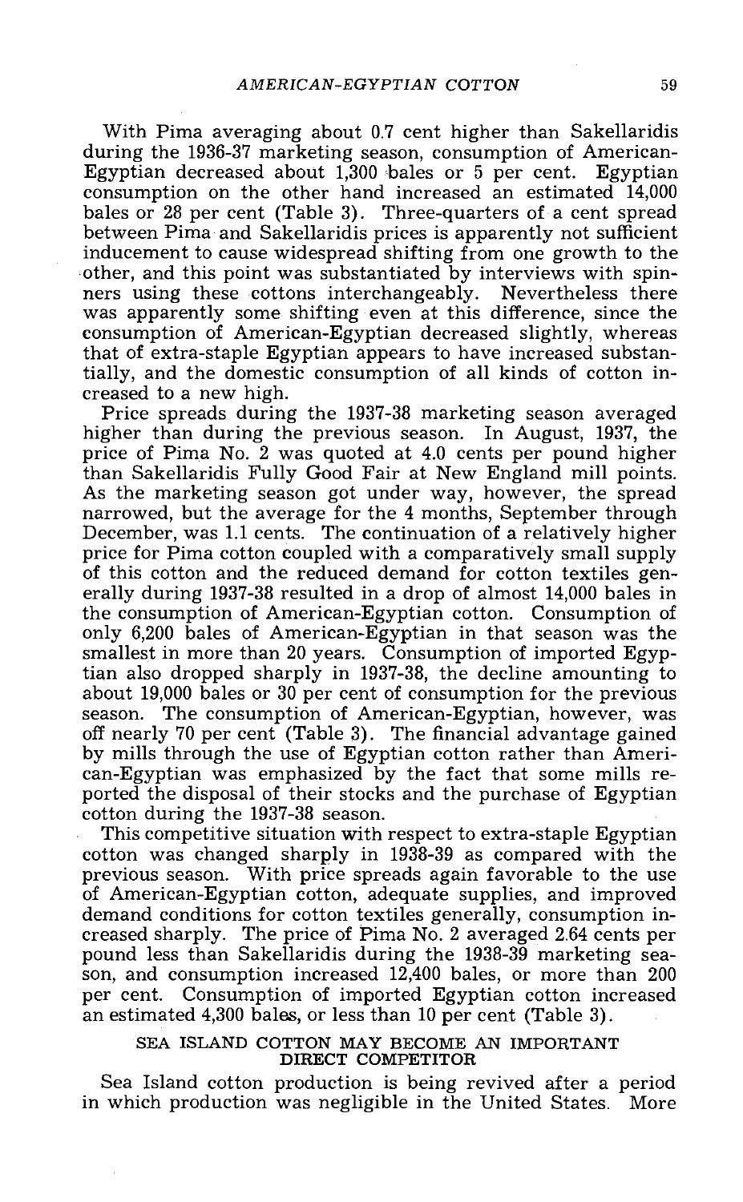With Pima averaging about 0.7 cent higher than Sakellaridis during the 1936-37 marketing season, consumption of American-Egyptian decreased about 1,300 bales or 5 per cent. Egyptian consumption on the other hand increased an estimated 14,000 bales or 28 per cent (Table 3). Three-quarters of a cent spread between Pima and Sakellaridis prices is apparently not sufficient inducement to cause widespread shifting from one growth to the other, and this point was substantiated by interviews with spinners using these cottons interchangeably. Nevertheless there was apparently some shifting even at this difference, since the consumption of American-Egyptian decreased slightly, whereas that of extra-staple Egyptian appears to have increased substantially, and the domestic consumption of all kinds of cotton increased to a new high.

Price spreads during the 1937-38 marketing season averaged higher than during the previous season. In August, 1937, the price of Pima No. 2 was quoted at 4.0 cents per pound higher than Sakellaridis Fully Good Fair at New England mill points. As the marketing season got under way, however, the spread narrowed, but the average for the 4 months, September through December, was 1.1 cents. The continuation of a relatively higher price for Pima cotton coupled with a comparatively small supply of this cotton and the reduced demand for cotton textiles generally during 1937-38 resulted in a drop of almost 14,000 bales in the consumption of American-Egyptian cotton. Consumption of only 6,200 bales of American-Egyptian in that season was the smallest in more than 20 years. Consumption of imported Egyptian also dropped sharply in 1937-38, the decline amounting to about 19,000 bales or 30 per cent of consumption for the previous season. The consumption of American-Egyptian, however, was off nearly 70 per cent (Table 3). The financial advantage gained by mills through the use of Egyptian cotton rather than American-Egyptian was emphasized by the fact that some mills reported the disposal of their stocks and the purchase of Egyptian cotton during the 1937-38 season.

This competitive situation with respect to extra-staple Egyptian cotton was changed sharply in 1938-39 as compared with the previous season. With price spreads again favorable to the use of American-Egyptian cotton, adequate supplies, and improved demand conditions for cotton textiles generally, consumption increased sharply. The price of Pima No. 2 averaged 2.64 cents per pound less than Sakellaridis during the 1938-39 marketing season, and consumption increased 12,400 bales, or more than 200 per cent. Consumption of imported Egyptian cotton increased an estimated 4,300 bales, or less than 10 per cent (Table 3).

## SEA ISLAND COTTON MAY BECOME AN IMPORTANT DIRECT COMPETITOR

Sea Island cotton production is being revived after a period in which production was negligible in the United States. More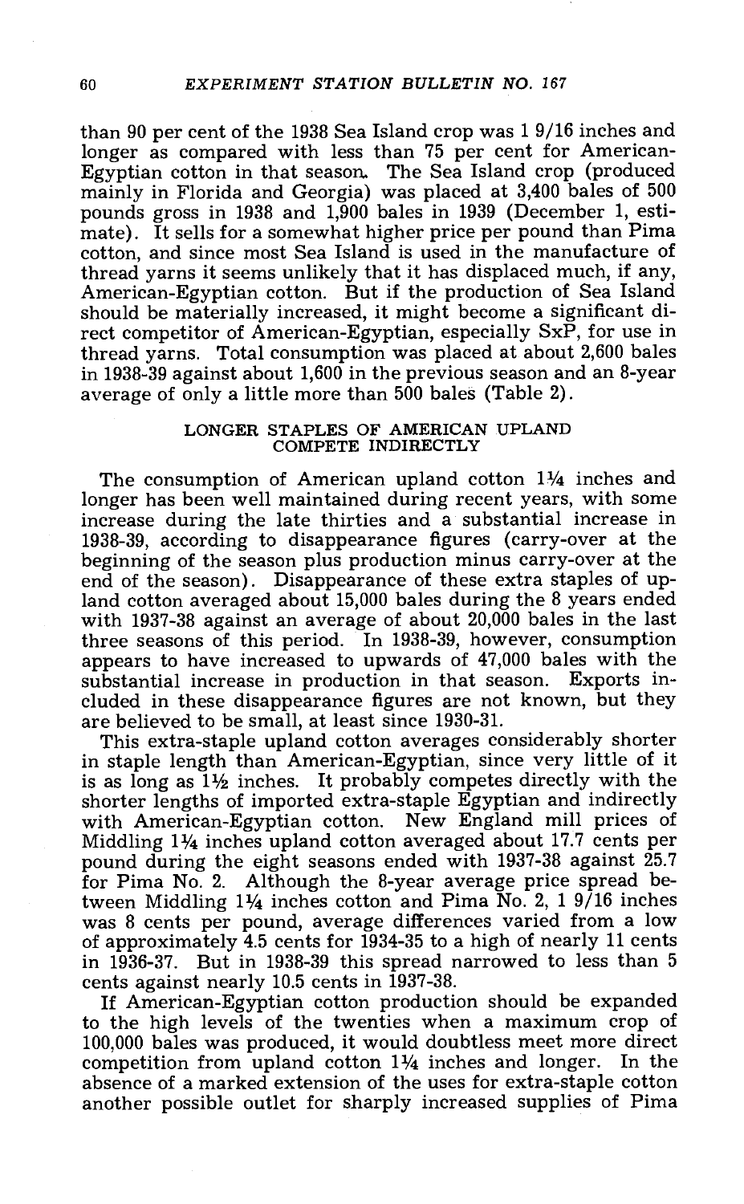than 90 per cent of the 1938 Sea Island crop was 1 9/16 inches and longer as compared with less than 75 per cent for American-Egyptian cotton in that season. The Sea Island crop (produced mainly in Florida and Georgia) was placed at 3,400 bales of 500 pounds gross in 1938 and 1,900 bales in 1939 (December 1, estimate). It sells for a somewhat higher price per pound than Pima cotton, and since most Sea Island is used in the manufacture of thread yarns it seems unlikely that it has displaced much, if any, American-Egyptian cotton. But if the production of Sea Island should be materially increased, it might become a significant direct competitor of American-Egyptian, especially SxP, for use in thread yarns. Total consumption was placed at about 2,600 bales in 1938-39 against about 1,600 in the previous season and an 8-year average of only a little more than 500 bales (Table 2).

### LONGER STAPLES OF AMERICAN UPLAND COMPETE INDIRECTLY

The consumption of American upland cotton 1¼ inches and longer has been well maintained during recent years, with some increase during the late thirties and a substantial increase in 1938-39, according to disappearance figures (carry-over at the beginning of the season plus production minus carry-over at the end of the season). Disappearance of these extra staples of upland cotton averaged about 15,000 bales during the 8 years ended with 1937-38 against an average of about 20,000 bales in the last three seasons of this period. In 1938-39, however, consumption appears to have increased to upwards of 47,000 bales with the substantial increase in production in that season. Exports included in these disappearance figures are not known, but they are believed to be small, at least since 1930-31.

This extra-staple upland cotton averages considerably shorter in staple length than American-Egyptian, since very little of it is as long as 1½ inches. It probably competes directly with the shorter lengths of imported extra-staple Egyptian and indirectly with American-Egyptian cotton. New England mill prices of Middling 1¼ inches upland cotton averaged about 17.7 cents per pound during the eight seasons ended with 1937-38 against 25.7 for Pima No. 2. Although the 8-year average price spread between Middling 1¼ inches cotton and Pima No. 2, 1 9/16 inches was 8 cents per pound, average differences varied from a low of approximately 4.5 cents for 1934-35 to a high of nearly 11 cents in 1936-37. But in 1938-39 this spread narrowed to less than 5 cents against nearly 10.5 cents in 1937-38.

If American-Egyptian cotton production should be expanded to the high levels of the twenties when a maximum crop of 100,000 bales was produced, it would doubtless meet more direct competition from upland cotton 1¼ inches and longer. In the absence of a marked extension of the uses for extra-staple cotton another possible outlet for sharply increased supplies of Pima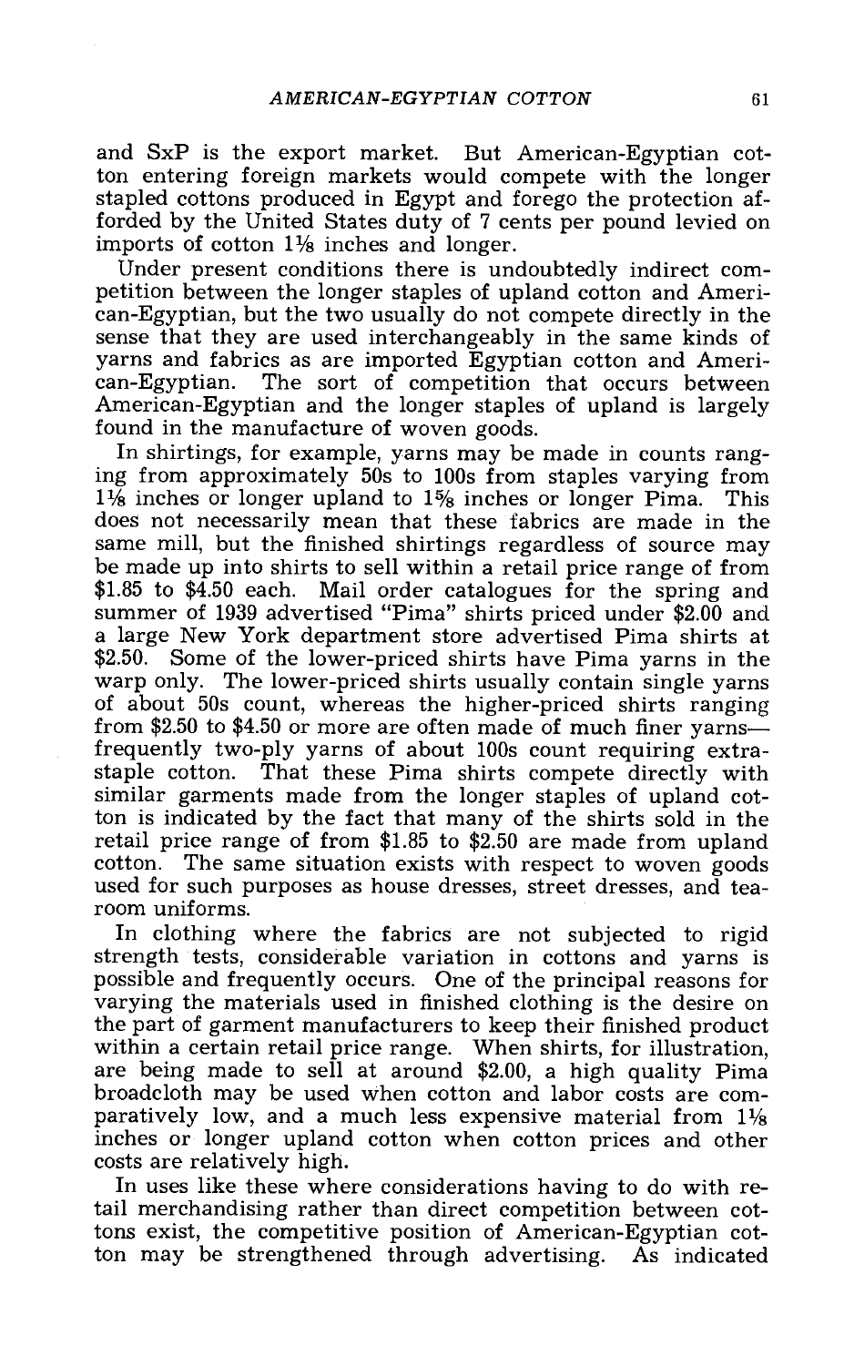and SxP is the export market. But American-Egyptian cotton entering foreign markets would compete with the longer stapled cottons produced in Egypt and forego the protection afforded by the United States duty of 7 cents per pound levied on imports of cotton 1⅛ inches and longer.

Under present conditions there is undoubtedly indirect competition between the longer staples of upland cotton and American-Egyptian, but the two usually do not compete directly in the sense that they are used interchangeably in the same kinds of yarns and fabrics as are imported Egyptian cotton and American-Egyptian. The sort of competition that occurs between American-Egyptian and the longer staples of upland is largely found in the manufacture of woven goods.

In shirtings, for example, yarns may be made in counts ranging from approximately 50s to 100s from staples varying from 1⅛ inches or longer upland to 1⅝ inches or longer Pima. This does not necessarily mean that these fabrics are made in the same mill, but the finished shirtings regardless of source may be made up into shirts to sell within a retail price range of from $1.85 to $4.50 each. Mail order catalogues for the spring and summer of 1939 advertised "Pima" shirts priced under $2.00 and a large New York department store advertised Pima shirts at $2.50. Some of the lower-priced shirts have Pima yarns in the warp only. The lower-priced shirts usually contain single yarns of about 50s count, whereas the higher-priced shirts ranging from $2.50 to $4.50 or more are often made of much finer yarns—frequently two-ply yarns of about 100s count requiring extra-staple cotton. That these Pima shirts compete directly with similar garments made from the longer staples of upland cotton is indicated by the fact that many of the shirts sold in the retail price range of from $1.85 to $2.50 are made from upland cotton. The same situation exists with respect to woven goods used for such purposes as house dresses, street dresses, and tea-room uniforms.

In clothing where the fabrics are not subjected to rigid strength tests, considerable variation in cottons and yarns is possible and frequently occurs. One of the principal reasons for varying the materials used in finished clothing is the desire on the part of garment manufacturers to keep their finished product within a certain retail price range. When shirts, for illustration, are being made to sell at around $2.00, a high quality Pima broadcloth may be used when cotton and labor costs are comparatively low, and a much less expensive material from 1⅛ inches or longer upland cotton when cotton prices and other costs are relatively high.

In uses like these where considerations having to do with retail merchandising rather than direct competition between cottons exist, the competitive position of American-Egyptian cotton may be strengthened through advertising. As indicated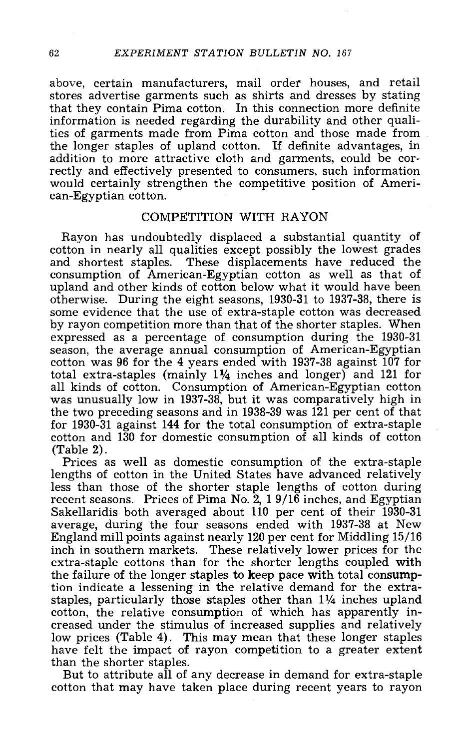above, certain manufacturers, mail order houses, and retail stores advertise garments such as shirts and dresses by stating that they contain Pima cotton. In this connection more definite information is needed regarding the durability and other qualities of garments made from Pima cotton and those made from the longer staples of upland cotton. If definite advantages, in addition to more attractive cloth and garments, could be correctly and effectively presented to consumers, such information would certainly strengthen the competitive position of American-Egyptian cotton.

## COMPETITION WITH RAYON

Rayon has undoubtedly displaced a substantial quantity of cotton in nearly all qualities except possibly the lowest grades and shortest staples. These displacements have reduced the consumption of American-Egyptian cotton as well as that of upland and other kinds of cotton below what it would have been otherwise. During the eight seasons, 1930-31 to 1937-38, there is some evidence that the use of extra-staple cotton was decreased by rayon competition more than that of the shorter staples. When expressed as a percentage of consumption during the 1930-31 season, the average annual consumption of American-Egyptian cotton was 96 for the 4 years ended with 1937-38 against 107 for total extra-staples (mainly 1¼ inches and longer) and 121 for all kinds of cotton. Consumption of American-Egyptian cotton was unusually low in 1937-38, but it was comparatively high in the two preceding seasons and in 1938-39 was 121 per cent of that for 1930-31 against 144 for the total consumption of extra-staple cotton and 130 for domestic consumption of all kinds of cotton (Table 2).

Prices as well as domestic consumption of the extra-staple lengths of cotton in the United States have advanced relatively less than those of the shorter staple lengths of cotton during recent seasons. Prices of Pima No. 2, 1 9/16 inches, and Egyptian Sakellaridis both averaged about 110 per cent of their 1930-31 average, during the four seasons ended with 1937-38 at New England mill points against nearly 120 per cent for Middling 15/16 inch in southern markets. These relatively lower prices for the extra-staple cottons than for the shorter lengths coupled with the failure of the longer staples to keep pace with total consumption indicate a lessening in the relative demand for the extra-staples, particularly those staples other than 1¼ inches upland cotton, the relative consumption of which has apparently increased under the stimulus of increased supplies and relatively low prices (Table 4). This may mean that these longer staples have felt the impact of rayon competition to a greater extent than the shorter staples.

But to attribute all of any decrease in demand for extra-staple cotton that may have taken place during recent years to rayon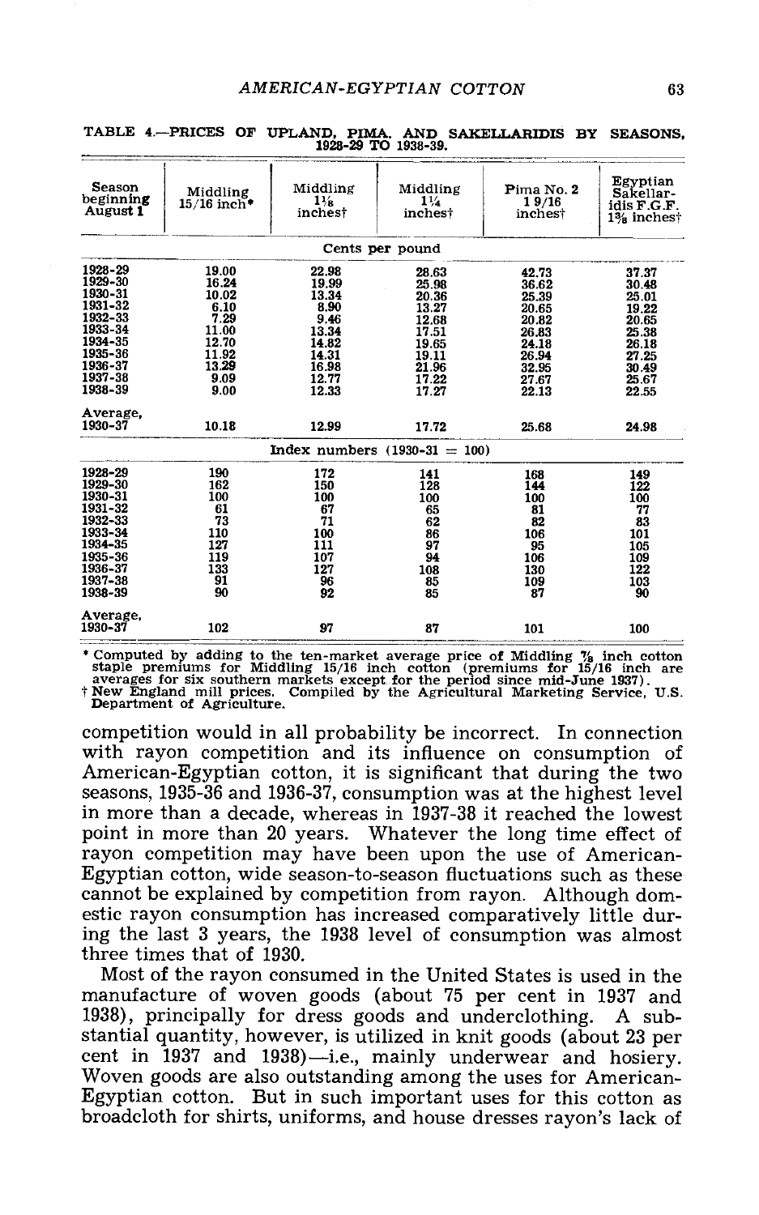TABLE 4.—PRICES OF UPLAND, PIMA, AND SAKELLARIDIS BY SEASONS, 1928-29 TO 1938-39.

| Season beginning August 1 | Middling 15/16 inch* | Middling 1⅛ inches† | Middling 1¼ inches† | Pima No. 2 1 9/16 inches† | Egyptian Sakellaridis F.G.F. 1⅜ inches† |
|---|---|---|---|---|---|
| | | Cents per pound | | | |
| 1928-29 | 19.00 | 22.98 | 28.63 | 42.73 | 37.37 |
| 1929-30 | 16.24 | 19.99 | 25.98 | 36.62 | 30.48 |
| 1930-31 | 10.02 | 13.34 | 20.36 | 25.39 | 25.01 |
| 1931-32 | 6.10 | 8.90 | 13.27 | 20.65 | 19.22 |
| 1932-33 | 7.29 | 9.46 | 12.68 | 20.82 | 20.65 |
| 1933-34 | 11.00 | 13.34 | 17.51 | 26.83 | 25.38 |
| 1934-35 | 12.70 | 14.82 | 19.65 | 24.18 | 26.18 |
| 1935-36 | 11.92 | 14.31 | 19.11 | 26.94 | 27.25 |
| 1936-37 | 13.29 | 16.98 | 21.96 | 32.95 | 30.49 |
| 1937-38 | 9.09 | 12.77 | 17.22 | 27.67 | 25.67 |
| 1938-39 | 9.00 | 12.33 | 17.27 | 22.13 | 22.55 |
| Average, 1930-37 | 10.18 | 12.99 | 17.72 | 25.68 | 24.98 |
| | | Index numbers (1930-31 = 100) | | | |
| 1928-29 | 190 | 172 | 141 | 168 | 149 |
| 1929-30 | 162 | 150 | 128 | 144 | 122 |
| 1930-31 | 100 | 100 | 100 | 100 | 100 |
| 1931-32 | 61 | 67 | 65 | 81 | 77 |
| 1932-33 | 73 | 71 | 62 | 82 | 83 |
| 1933-34 | 110 | 100 | 86 | 106 | 101 |
| 1934-35 | 127 | 111 | 97 | 95 | 105 |
| 1935-36 | 119 | 107 | 94 | 106 | 109 |
| 1936-37 | 133 | 127 | 108 | 130 | 122 |
| 1937-38 | 91 | 96 | 85 | 109 | 103 |
| 1938-39 | 90 | 92 | 85 | 87 | 90 |
| Average, 1930-37 | 102 | 97 | 87 | 101 | 100 |

\* Computed by adding to the ten-market average price of Middling ⅞ inch cotton staple premiums for Middling 15/16 inch cotton (premiums for 15/16 inch are averages for six southern markets except for the period since mid-June 1937).
† New England mill prices. Compiled by the Agricultural Marketing Service, U.S. Department of Agriculture.

competition would in all probability be incorrect. In connection with rayon competition and its influence on consumption of American-Egyptian cotton, it is significant that during the two seasons, 1935-36 and 1936-37, consumption was at the highest level in more than a decade, whereas in 1937-38 it reached the lowest point in more than 20 years. Whatever the long time effect of rayon competition may have been upon the use of American-Egyptian cotton, wide season-to-season fluctuations such as these cannot be explained by competition from rayon. Although domestic rayon consumption has increased comparatively little during the last 3 years, the 1938 level of consumption was almost three times that of 1930.

Most of the rayon consumed in the United States is used in the manufacture of woven goods (about 75 per cent in 1937 and 1938), principally for dress goods and underclothing. A substantial quantity, however, is utilized in knit goods (about 23 per cent in 1937 and 1938)—i.e., mainly underwear and hosiery. Woven goods are also outstanding among the uses for American-Egyptian cotton. But in such important uses for this cotton as broadcloth for shirts, uniforms, and house dresses rayon's lack of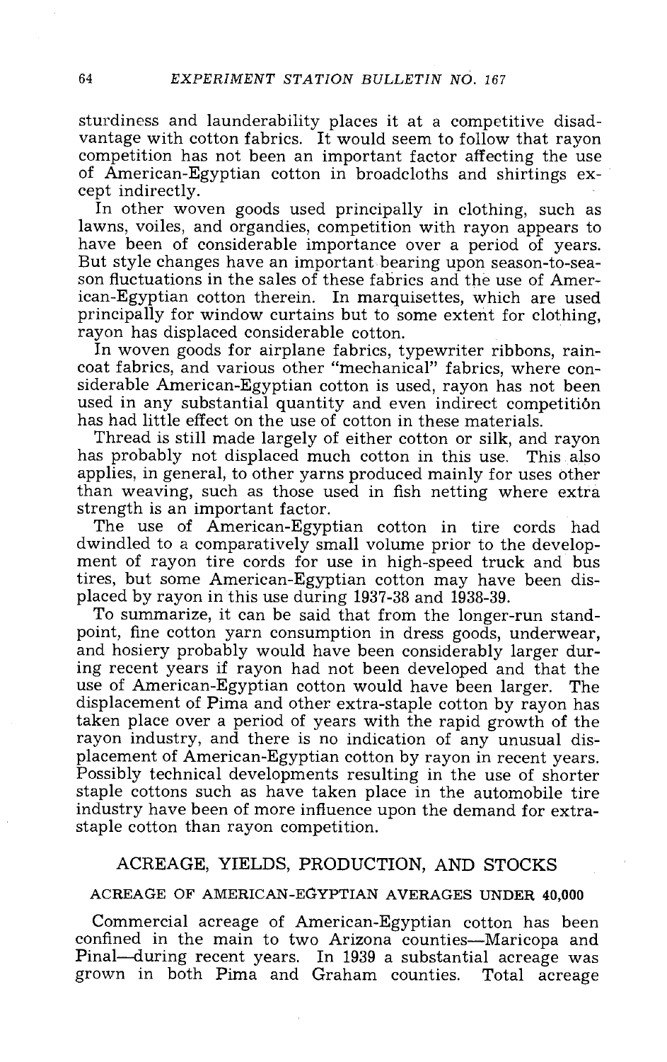sturdiness and launderability places it at a competitive disadvantage with cotton fabrics. It would seem to follow that rayon competition has not been an important factor affecting the use of American-Egyptian cotton in broadcloths and shirtings except indirectly.

In other woven goods used principally in clothing, such as lawns, voiles, and organdies, competition with rayon appears to have been of considerable importance over a period of years. But style changes have an important bearing upon season-to-season fluctuations in the sales of these fabrics and the use of American-Egyptian cotton therein. In marquisettes, which are used principally for window curtains but to some extent for clothing, rayon has displaced considerable cotton.

In woven goods for airplane fabrics, typewriter ribbons, raincoat fabrics, and various other "mechanical" fabrics, where considerable American-Egyptian cotton is used, rayon has not been used in any substantial quantity and even indirect competition has had little effect on the use of cotton in these materials.

Thread is still made largely of either cotton or silk, and rayon has probably not displaced much cotton in this use. This also applies, in general, to other yarns produced mainly for uses other than weaving, such as those used in fish netting where extra strength is an important factor.

The use of American-Egyptian cotton in tire cords had dwindled to a comparatively small volume prior to the development of rayon tire cords for use in high-speed truck and bus tires, but some American-Egyptian cotton may have been displaced by rayon in this use during 1937-38 and 1938-39.

To summarize, it can be said that from the longer-run standpoint, fine cotton yarn consumption in dress goods, underwear, and hosiery probably would have been considerably larger during recent years if rayon had not been developed and that the use of American-Egyptian cotton would have been larger. The displacement of Pima and other extra-staple cotton by rayon has taken place over a period of years with the rapid growth of the rayon industry, and there is no indication of any unusual displacement of American-Egyptian cotton by rayon in recent years. Possibly technical developments resulting in the use of shorter staple cottons such as have taken place in the automobile tire industry have been of more influence upon the demand for extra-staple cotton than rayon competition.

## ACREAGE, YIELDS, PRODUCTION, AND STOCKS

### ACREAGE OF AMERICAN-EGYPTIAN AVERAGES UNDER 40,000

Commercial acreage of American-Egyptian cotton has been confined in the main to two Arizona counties—Maricopa and Pinal—during recent years. In 1939 a substantial acreage was grown in both Pima and Graham counties. Total acreage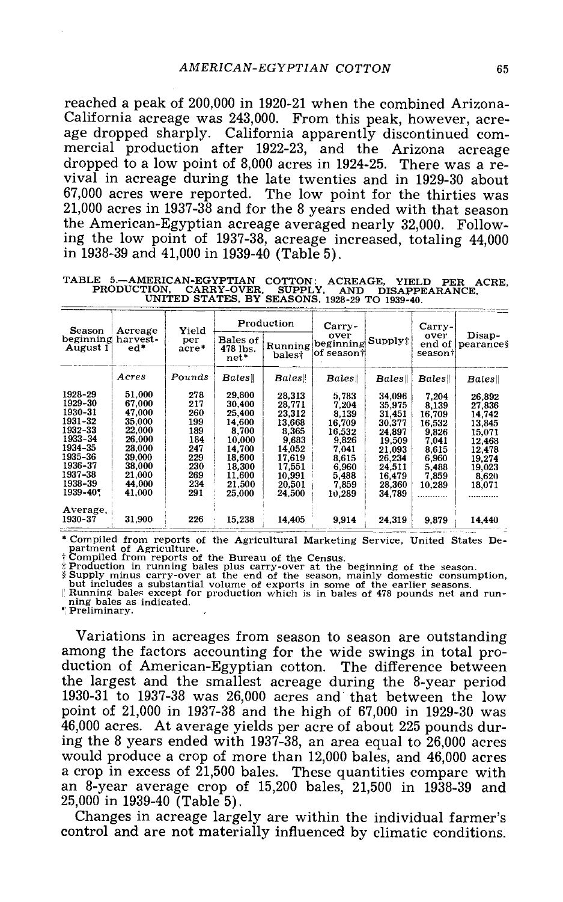reached a peak of 200,000 in 1920-21 when the combined Arizona-California acreage was 243,000. From this peak, however, acreage dropped sharply. California apparently discontinued commercial production after 1922-23, and the Arizona acreage dropped to a low point of 8,000 acres in 1924-25. There was a revival in acreage during the late twenties and in 1929-30 about 67,000 acres were reported. The low point for the thirties was 21,000 acres in 1937-38 and for the 8 years ended with that season the American-Egyptian acreage averaged nearly 32,000. Following the low point of 1937-38, acreage increased, totaling 44,000 in 1938-39 and 41,000 in 1939-40 (Table 5).

TABLE 5.—AMERICAN-EGYPTIAN COTTON: ACREAGE, YIELD PER ACRE, PRODUCTION, CARRY-OVER, SUPPLY, AND DISAPPEARANCE, UNITED STATES, BY SEASONS, 1928-29 TO 1939-40.

| Season beginning August 1 | Acreage harvested* | Yield per acre* | Production | | Carry-over beginning of season† | Supply‡ | Carry-over end of season† | Disappearance§ |
|---|---|---|---|---|---|---|---|---|
| | | | Bales of 478 lbs. net* | Running bales† | | | | |
| | Acres | Pounds | Bales‖ | Bales‖ | Bales‖ | Bales‖ | Bales‖ | Bales‖ |
| 1928-29 | 51,000 | 278 | 29,800 | 28,313 | 5,783 | 34,096 | 7,204 | 26,892 |
| 1929-30 | 67,000 | 217 | 30,400 | 28,771 | 7,204 | 35,975 | 8,139 | 27,836 |
| 1930-31 | 47,000 | 260 | 25,400 | 23,312 | 8,139 | 31,451 | 16,709 | 14,742 |
| 1931-32 | 35,000 | 199 | 14,600 | 13,668 | 16,709 | 30,377 | 16,532 | 13,845 |
| 1932-33 | 22,000 | 189 | 8,700 | 8,365 | 16,532 | 24,897 | 9,826 | 15,071 |
| 1933-34 | 26,000 | 184 | 10,000 | 9,683 | 9,826 | 19,509 | 7,041 | 12,468 |
| 1934-35 | 28,000 | 247 | 14,700 | 14,052 | 7,041 | 21,093 | 8,615 | 12,478 |
| 1935-36 | 39,000 | 229 | 18,600 | 17,619 | 8,615 | 26,234 | 6,960 | 19,274 |
| 1936-37 | 38,000 | 230 | 18,300 | 17,551 | 6,960 | 24,511 | 5,488 | 19,023 |
| 1937-38 | 21,000 | 269 | 11,600 | 10,991 | 5,488 | 16,479 | 7,859 | 8,620 |
| 1938-39 | 44,000 | 234 | 21,500 | 20,501 | 7,859 | 28,360 | 10,289 | 18,071 |
| 1939-40¶ | 41,000 | 291 | 25,000 | 24,500 | 10,289 | 34,789 | ............ | ............ |
| Average, 1930-37 | 31,900 | 226 | 15,238 | 14,405 | 9,914 | 24,319 | 9,879 | 14,440 |

\* Compiled from reports of the Agricultural Marketing Service, United States Department of Agriculture.
† Compiled from reports of the Bureau of the Census.
‡ Production in running bales plus carry-over at the beginning of the season.
§ Supply minus carry-over at the end of the season, mainly domestic consumption, but includes a substantial volume of exports in some of the earlier seasons.
‖ Running bales except for production which is in bales of 478 pounds net and running bales as indicated.
¶ Preliminary.

Variations in acreages from season to season are outstanding among the factors accounting for the wide swings in total production of American-Egyptian cotton. The difference between the largest and the smallest acreage during the 8-year period 1930-31 to 1937-38 was 26,000 acres and that between the low point of 21,000 in 1937-38 and the high of 67,000 in 1929-30 was 46,000 acres. At average yields per acre of about 225 pounds during the 8 years ended with 1937-38, an area equal to 26,000 acres would produce a crop of more than 12,000 bales, and 46,000 acres a crop in excess of 21,500 bales. These quantities compare with an 8-year average crop of 15,200 bales, 21,500 in 1938-39 and 25,000 in 1939-40 (Table 5).

Changes in acreage largely are within the individual farmer's control and are not materially influenced by climatic conditions.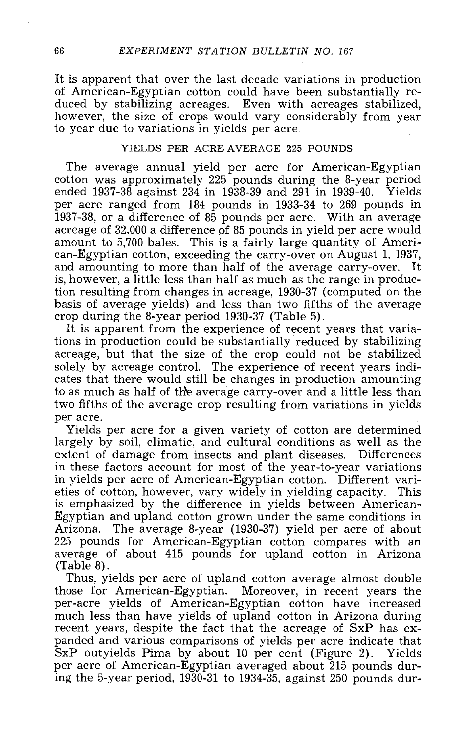It is apparent that over the last decade variations in production of American-Egyptian cotton could have been substantially reduced by stabilizing acreages. Even with acreages stabilized, however, the size of crops would vary considerably from year to year due to variations in yields per acre.

## YIELDS PER ACRE AVERAGE 225 POUNDS

The average annual yield per acre for American-Egyptian cotton was approximately 225 pounds during the 8-year period ended 1937-38 against 234 in 1938-39 and 291 in 1939-40. Yields per acre ranged from 184 pounds in 1933-34 to 269 pounds in 1937-38, or a difference of 85 pounds per acre. With an average acreage of 32,000 a difference of 85 pounds in yield per acre would amount to 5,700 bales. This is a fairly large quantity of American-Egyptian cotton, exceeding the carry-over on August 1, 1937, and amounting to more than half of the average carry-over. It is, however, a little less than half as much as the range in production resulting from changes in acreage, 1930-37 (computed on the basis of average yields) and less than two fifths of the average crop during the 8-year period 1930-37 (Table 5).

It is apparent from the experience of recent years that variations in production could be substantially reduced by stabilizing acreage, but that the size of the crop could not be stabilized solely by acreage control. The experience of recent years indicates that there would still be changes in production amounting to as much as half of the average carry-over and a little less than two fifths of the average crop resulting from variations in yields per acre.

Yields per acre for a given variety of cotton are determined largely by soil, climatic, and cultural conditions as well as the extent of damage from insects and plant diseases. Differences in these factors account for most of the year-to-year variations in yields per acre of American-Egyptian cotton. Different varieties of cotton, however, vary widely in yielding capacity. This is emphasized by the difference in yields between American-Egyptian and upland cotton grown under the same conditions in Arizona. The average 8-year (1930-37) yield per acre of about 225 pounds for American-Egyptian cotton compares with an average of about 415 pounds for upland cotton in Arizona (Table 8).

Thus, yields per acre of upland cotton average almost double those for American-Egyptian. Moreover, in recent years the per-acre yields of American-Egyptian cotton have increased much less than have yields of upland cotton in Arizona during recent years, despite the fact that the acreage of SxP has expanded and various comparisons of yields per acre indicate that SxP outyields Pima by about 10 per cent (Figure 2). Yields per acre of American-Egyptian averaged about 215 pounds during the 5-year period, 1930-31 to 1934-35, against 250 pounds dur-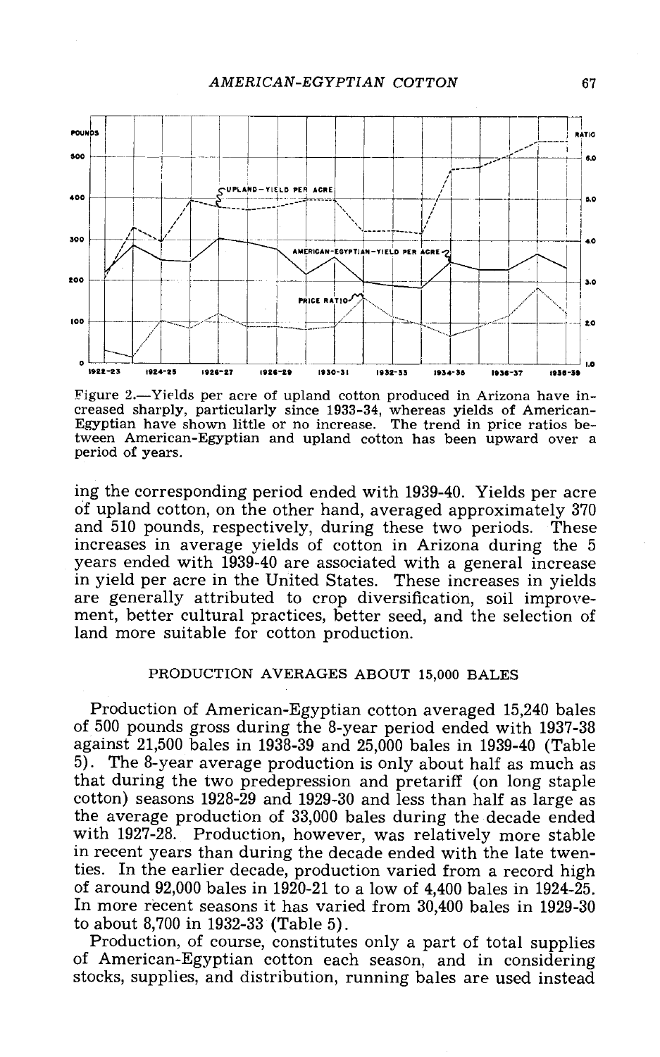Figure 2.—Yields per acre of upland cotton produced in Arizona have increased sharply, particularly since 1933-34, whereas yields of American-Egyptian have shown little or no increase. The trend in price ratios between American-Egyptian and upland cotton has been upward over a period of years.

ing the corresponding period ended with 1939-40. Yields per acre of upland cotton, on the other hand, averaged approximately 370 and 510 pounds, respectively, during these two periods. These increases in average yields of cotton in Arizona during the 5 years ended with 1939-40 are associated with a general increase in yield per acre in the United States. These increases in yields are generally attributed to crop diversification, soil improvement, better cultural practices, better seed, and the selection of land more suitable for cotton production.

## PRODUCTION AVERAGES ABOUT 15,000 BALES

Production of American-Egyptian cotton averaged 15,240 bales of 500 pounds gross during the 8-year period ended with 1937-38 against 21,500 bales in 1938-39 and 25,000 bales in 1939-40 (Table 5). The 8-year average production is only about half as much as that during the two predepression and pretariff (on long staple cotton) seasons 1928-29 and 1929-30 and less than half as large as the average production of 33,000 bales during the decade ended with 1927-28. Production, however, was relatively more stable in recent years than during the decade ended with the late twenties. In the earlier decade, production varied from a record high of around 92,000 bales in 1920-21 to a low of 4,400 bales in 1924-25. In more recent seasons it has varied from 30,400 bales in 1929-30 to about 8,700 in 1932-33 (Table 5).

Production, of course, constitutes only a part of total supplies of American-Egyptian cotton each season, and in considering stocks, supplies, and distribution, running bales are used instead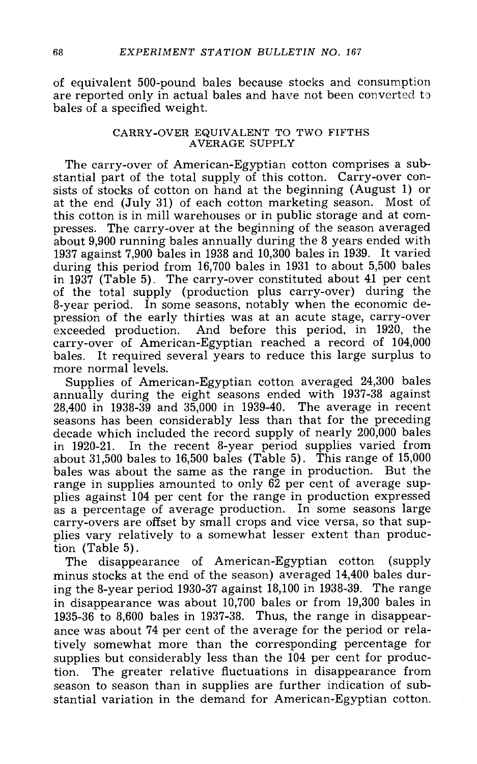of equivalent 500-pound bales because stocks and consumption are reported only in actual bales and have not been converted to bales of a specified weight.

## CARRY-OVER EQUIVALENT TO TWO FIFTHS AVERAGE SUPPLY

The carry-over of American-Egyptian cotton comprises a substantial part of the total supply of this cotton. Carry-over consists of stocks of cotton on hand at the beginning (August 1) or at the end (July 31) of each cotton marketing season. Most of this cotton is in mill warehouses or in public storage and at compresses. The carry-over at the beginning of the season averaged about 9,900 running bales annually during the 8 years ended with 1937 against 7,900 bales in 1938 and 10,300 bales in 1939. It varied during this period from 16,700 bales in 1931 to about 5,500 bales in 1937 (Table 5). The carry-over constituted about 41 per cent of the total supply (production plus carry-over) during the 8-year period. In some seasons, notably when the economic depression of the early thirties was at an acute stage, carry-over exceeded production. And before this period, in 1920, the carry-over of American-Egyptian reached a record of 104,000 bales. It required several years to reduce this large surplus to more normal levels.

Supplies of American-Egyptian cotton averaged 24,300 bales annually during the eight seasons ended with 1937-38 against 28,400 in 1938-39 and 35,000 in 1939-40. The average in recent seasons has been considerably less than that for the preceding decade which included the record supply of nearly 200,000 bales in 1920-21. In the recent 8-year period supplies varied from about 31,500 bales to 16,500 bales (Table 5). This range of 15,000 bales was about the same as the range in production. But the range in supplies amounted to only 62 per cent of average supplies against 104 per cent for the range in production expressed as a percentage of average production. In some seasons large carry-overs are offset by small crops and vice versa, so that supplies vary relatively to a somewhat lesser extent than production (Table 5).

The disappearance of American-Egyptian cotton (supply minus stocks at the end of the season) averaged 14,400 bales during the 8-year period 1930-37 against 18,100 in 1938-39. The range in disappearance was about 10,700 bales or from 19,300 bales in 1935-36 to 8,600 bales in 1937-38. Thus, the range in disappearance was about 74 per cent of the average for the period or relatively somewhat more than the corresponding percentage for supplies but considerably less than the 104 per cent for production. The greater relative fluctuations in disappearance from season to season than in supplies are further indication of substantial variation in the demand for American-Egyptian cotton.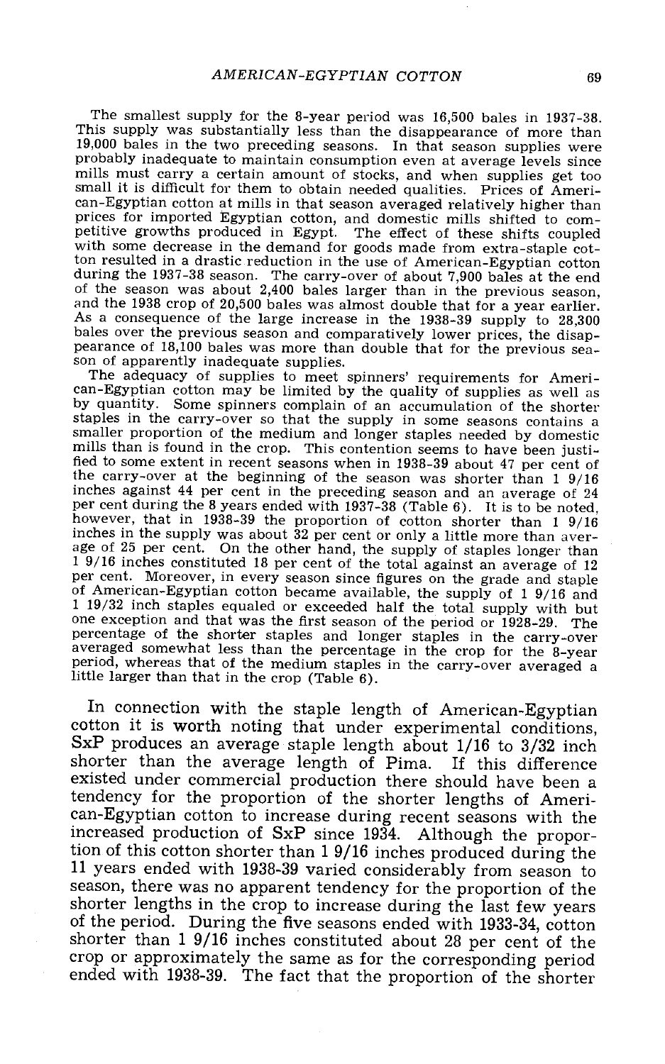The smallest supply for the 8-year period was 16,500 bales in 1937-38. This supply was substantially less than the disappearance of more than 19,000 bales in the two preceding seasons. In that season supplies were probably inadequate to maintain consumption even at average levels since mills must carry a certain amount of stocks, and when supplies get too small it is difficult for them to obtain needed qualities. Prices of American-Egyptian cotton at mills in that season averaged relatively higher than prices for imported Egyptian cotton, and domestic mills shifted to competitive growths produced in Egypt. The effect of these shifts coupled with some decrease in the demand for goods made from extra-staple cotton resulted in a drastic reduction in the use of American-Egyptian cotton during the 1937-38 season. The carry-over of about 7,900 bales at the end of the season was about 2,400 bales larger than in the previous season, and the 1938 crop of 20,500 bales was almost double that for a year earlier. As a consequence of the large increase in the 1938-39 supply to 28,300 bales over the previous season and comparatively lower prices, the disappearance of 18,100 bales was more than double that for the previous season of apparently inadequate supplies.

The adequacy of supplies to meet spinners' requirements for American-Egyptian cotton may be limited by the quality of supplies as well as by quantity. Some spinners complain of an accumulation of the shorter staples in the carry-over so that the supply in some seasons contains a smaller proportion of the medium and longer staples needed by domestic mills than is found in the crop. This contention seems to have been justified to some extent in recent seasons when in 1938-39 about 47 per cent of the carry-over at the beginning of the season was shorter than 1 9/16 inches against 44 per cent in the preceding season and an average of 24 per cent during the 8 years ended with 1937-38 (Table 6). It is to be noted, however, that in 1938-39 the proportion of cotton shorter than 1 9/16 inches in the supply was about 32 per cent or only a little more than average of 25 per cent. On the other hand, the supply of staples longer than 1 9/16 inches constituted 18 per cent of the total against an average of 12 per cent. Moreover, in every season since figures on the grade and staple of American-Egyptian cotton became available, the supply of 1 9/16 and 1 19/32 inch staples equaled or exceeded half the total supply with but one exception and that was the first season of the period or 1928-29. The percentage of the shorter staples and longer staples in the carry-over averaged somewhat less than the percentage in the crop for the 8-year period, whereas that of the medium staples in the carry-over averaged a little larger than that in the crop (Table 6).

In connection with the staple length of American-Egyptian cotton it is worth noting that under experimental conditions, SxP produces an average staple length about 1/16 to 3/32 inch shorter than the average length of Pima. If this difference existed under commercial production there should have been a tendency for the proportion of the shorter lengths of American-Egyptian cotton to increase during recent seasons with the increased production of SxP since 1934. Although the proportion of this cotton shorter than 1 9/16 inches produced during the 11 years ended with 1938-39 varied considerably from season to season, there was no apparent tendency for the proportion of the shorter lengths in the crop to increase during the last few years of the period. During the five seasons ended with 1933-34, cotton shorter than 1 9/16 inches constituted about 28 per cent of the crop or approximately the same as for the corresponding period ended with 1938-39. The fact that the proportion of the shorter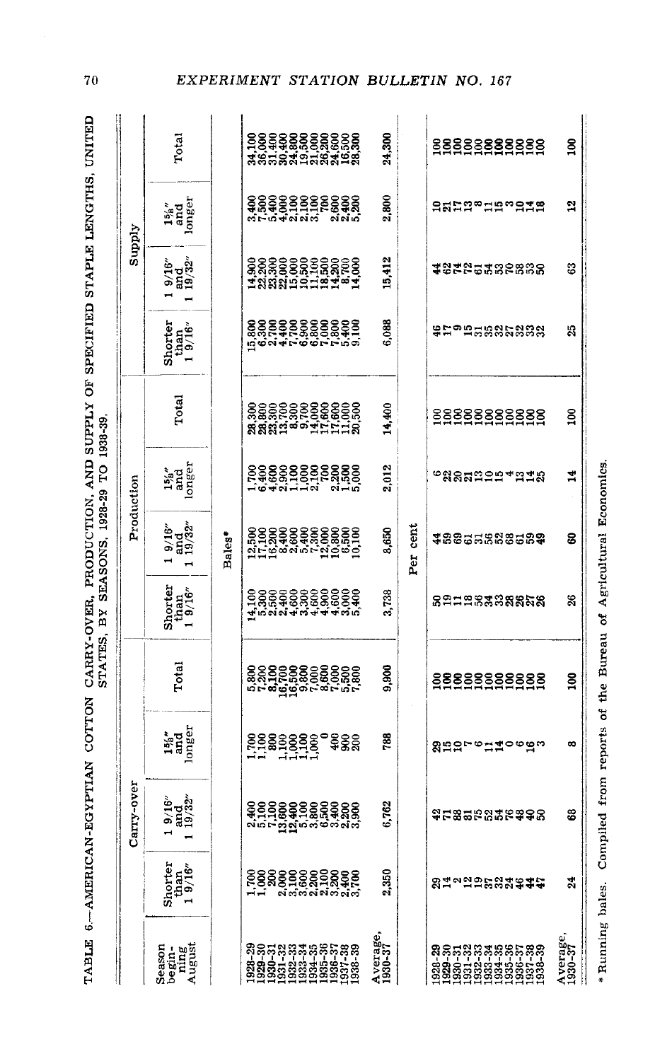TABLE 6.—AMERICAN-EGYPTIAN COTTON CARRY-OVER, PRODUCTION, AND SUPPLY OF SPECIFIED STAPLE LENGTHS, UNITED STATES, BY SEASONS, 1928-29 TO 1938-39.

| Season beginning August | Carry-over | | | | Production | | | | Supply | | | |
|---|---|---|---|---|---|---|---|---|---|---|---|---|
| | Shorter than 1 9/16" | 1 9/16" and 1 19/32" | 1 5/8" and longer | Total | Shorter than 1 9/16" | 1 9/16" and 1 19/32" | 1 5/8" and longer | Total | Shorter than 1 9/16" | 1 9/16" and 1 19/32" | 1 5/8" and longer | Total |
| | | | | | | Bales* | | | | | | |
| 1928-29 | 1,700 | 2,400 | 1,700 | 5,800 | 14,100 | 12,500 | 1,700 | 28,300 | 15,800 | 14,900 | 3,400 | 34,100 |
| 1929-30 | 1,000 | 5,100 | 1,100 | 7,200 | 5,300 | 17,100 | 6,400 | 28,800 | 6,300 | 22,200 | 7,500 | 36,000 |
| 1930-31 | 200 | 7,100 | 800 | 8,100 | 2,500 | 16,200 | 4,600 | 23,300 | 2,700 | 23,300 | 5,400 | 31,400 |
| 1931-32 | 2,000 | 13,600 | 1,100 | 16,700 | 2,400 | 8,400 | 2,900 | 13,700 | 4,400 | 22,000 | 4,000 | 30,400 |
| 1932-33 | 3,100 | 12,400 | 1,000 | 16,500 | 4,600 | 2,600 | 1,100 | 8,300 | 7,700 | 15,000 | 2,100 | 24,800 |
| 1933-34 | 3,600 | 5,100 | 1,100 | 9,800 | 3,300 | 5,400 | 1,000 | 9,700 | 6,900 | 10,500 | 2,100 | 19,500 |
| 1934-35 | 2,200 | 3,800 | 1,000 | 7,000 | 4,600 | 7,300 | 2,100 | 14,000 | 6,800 | 11,100 | 3,100 | 21,000 |
| 1935-36 | 2,100 | 6,500 | 0 | 8,600 | 4,900 | 12,000 | 700 | 17,600 | 7,000 | 18,500 | 700 | 26,200 |
| 1936-37 | 3,200 | 3,400 | 400 | 7,000 | 4,600 | 10,800 | 2,200 | 17,600 | 7,800 | 14,200 | 2,600 | 24,600 |
| 1937-38 | 2,400 | 2,200 | 900 | 5,500 | 3,000 | 6,500 | 1,500 | 11,000 | 5,400 | 8,700 | 2,400 | 16,500 |
| 1938-39 | 3,700 | 3,900 | 200 | 7,800 | 5,400 | 10,100 | 5,000 | 20,500 | 9,100 | 14,000 | 5,200 | 28,300 |
| Average, 1930-37 | 2,350 | 6,762 | 788 | 9,900 | 3,738 | 8,650 | 2,012 | 14,400 | 6,088 | 15,412 | 2,800 | 24,300 |
| | | | | | | Per cent | | | | | | |
| 1928-29 | 29 | 42 | 29 | 100 | 50 | 44 | 6 | 100 | 46 | 44 | 10 | 100 |
| 1929-30 | 14 | 71 | 15 | 100 | 19 | 59 | 22 | 100 | 17 | 62 | 21 | 100 |
| 1930-31 | 2 | 88 | 10 | 100 | 11 | 69 | 20 | 100 | 9 | 74 | 17 | 100 |
| 1931-32 | 12 | 81 | 7 | 100 | 18 | 61 | 21 | 100 | 15 | 72 | 13 | 100 |
| 1932-33 | 19 | 75 | 6 | 100 | 56 | 31 | 13 | 100 | 31 | 61 | 8 | 100 |
| 1933-34 | 37 | 52 | 11 | 100 | 34 | 56 | 10 | 100 | 35 | 54 | 11 | 100 |
| 1934-35 | 32 | 54 | 14 | 100 | 33 | 52 | 15 | 100 | 32 | 53 | 15 | 100 |
| 1935-36 | 24 | 76 | 0 | 100 | 28 | 68 | 4 | 100 | 27 | 70 | 3 | 100 |
| 1936-37 | 46 | 48 | 6 | 100 | 26 | 61 | 13 | 100 | 32 | 58 | 10 | 100 |
| 1937-38 | 44 | 40 | 16 | 100 | 27 | 59 | 14 | 100 | 33 | 53 | 14 | 100 |
| 1938-39 | 47 | 50 | 3 | 100 | 26 | 49 | 25 | 100 | 32 | 50 | 18 | 100 |
| Average, 1930-37 | 24 | 68 | 8 | 100 | 26 | 60 | 14 | 100 | 25 | 63 | 12 | 100 |

\* Running bales. Compiled from reports of the Bureau of Agricultural Economics.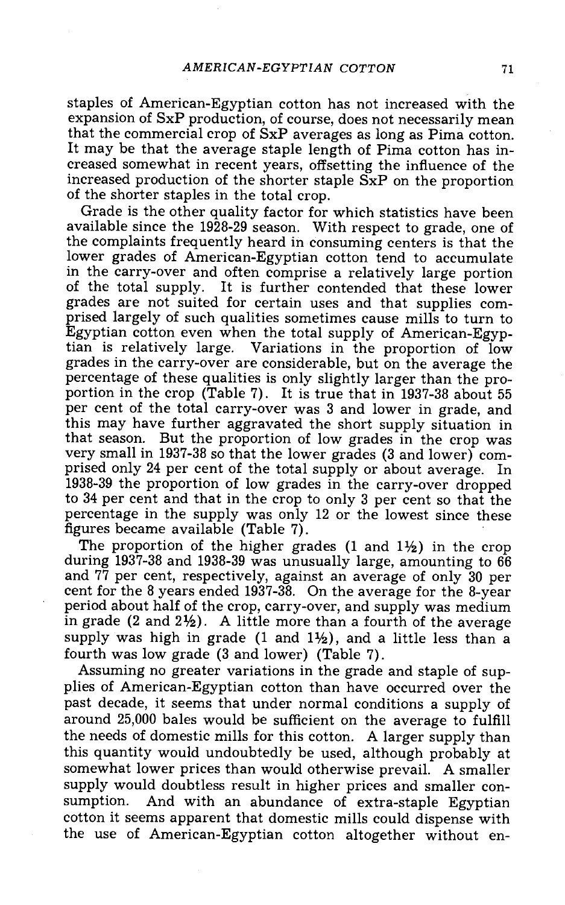staples of American-Egyptian cotton has not increased with the expansion of SxP production, of course, does not necessarily mean that the commercial crop of SxP averages as long as Pima cotton. It may be that the average staple length of Pima cotton has increased somewhat in recent years, offsetting the influence of the increased production of the shorter staple SxP on the proportion of the shorter staples in the total crop.

Grade is the other quality factor for which statistics have been available since the 1928-29 season. With respect to grade, one of the complaints frequently heard in consuming centers is that the lower grades of American-Egyptian cotton tend to accumulate in the carry-over and often comprise a relatively large portion of the total supply. It is further contended that these lower grades are not suited for certain uses and that supplies comprised largely of such qualities sometimes cause mills to turn to Egyptian cotton even when the total supply of American-Egyptian is relatively large. Variations in the proportion of low grades in the carry-over are considerable, but on the average the percentage of these qualities is only slightly larger than the proportion in the crop (Table 7). It is true that in 1937-38 about 55 per cent of the total carry-over was 3 and lower in grade, and this may have further aggravated the short supply situation in that season. But the proportion of low grades in the crop was very small in 1937-38 so that the lower grades (3 and lower) comprised only 24 per cent of the total supply or about average. In 1938-39 the proportion of low grades in the carry-over dropped to 34 per cent and that in the crop to only 3 per cent so that the percentage in the supply was only 12 or the lowest since these figures became available (Table 7).

The proportion of the higher grades (1 and 1½) in the crop during 1937-38 and 1938-39 was unusually large, amounting to 66 and 77 per cent, respectively, against an average of only 30 per cent for the 8 years ended 1937-38. On the average for the 8-year period about half of the crop, carry-over, and supply was medium in grade (2 and 2½). A little more than a fourth of the average supply was high in grade (1 and 1½), and a little less than a fourth was low grade (3 and lower) (Table 7).

Assuming no greater variations in the grade and staple of supplies of American-Egyptian cotton than have occurred over the past decade, it seems that under normal conditions a supply of around 25,000 bales would be sufficient on the average to fulfill the needs of domestic mills for this cotton. A larger supply than this quantity would undoubtedly be used, although probably at somewhat lower prices than would otherwise prevail. A smaller supply would doubtless result in higher prices and smaller consumption. And with an abundance of extra-staple Egyptian cotton it seems apparent that domestic mills could dispense with the use of American-Egyptian cotton altogether without en-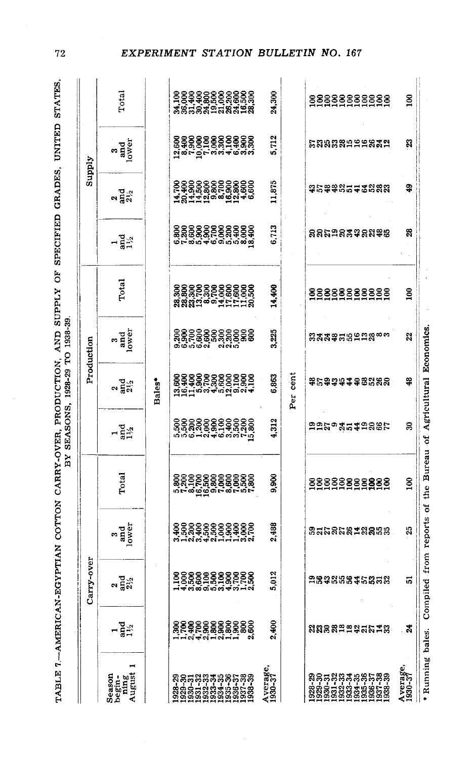TABLE 7.—AMERICAN-EGYPTIAN COTTON CARRY-OVER, PRODUCTION, AND SUPPLY OF SPECIFIED GRADES, UNITED STATES, BY SEASONS, 1928-29 TO 1938-39.

| Season beginning August 1 | Carry-over | | | | Production | | | | Supply | | | |
|---|---|---|---|---|---|---|---|---|---|---|---|---|
| | 1 and 1½ | 2 and 2½ | 3 and lower | Total | 1 and 1½ | 2 and 2½ | 3 and lower | Total | 1 and 1½ | 2 and 2½ | 3 and lower | Total |
| | | | | | | Bales* | | | | | | |
| 1928-29 | 1,300 | 1,100 | 3,400 | 5,800 | 5,500 | 13,600 | 9,200 | 28,300 | 6,800 | 14,700 | 12,600 | 34,100 |
| 1929-30 | 1,700 | 4,000 | 1,500 | 7,200 | 5,500 | 16,400 | 6,900 | 28,800 | 7,200 | 20,400 | 8,400 | 36,000 |
| 1930-31 | 2,400 | 3,500 | 2,200 | 8,100 | 6,200 | 11,400 | 5,700 | 23,300 | 8,600 | 14,900 | 7,900 | 31,400 |
| 1931-32 | 4,700 | 8,600 | 3,400 | 16,700 | 1,200 | 5,900 | 6,600 | 13,700 | 5,900 | 14,500 | 10,000 | 30,400 |
| 1932-33 | 2,900 | 9,100 | 4,500 | 16,500 | 2,000 | 3,700 | 2,600 | 8,300 | 4,900 | 12,800 | 7,100 | 24,800 |
| 1933-34 | 1,800 | 5,500 | 2,500 | 9,800 | 4,900 | 4,300 | 500 | 9,700 | 6,700 | 9,800 | 3,000 | 19,500 |
| 1934-35 | 2,900 | 3,100 | 1,000 | 7,000 | 6,100 | 5,600 | 2,300 | 14,000 | 9,000 | 8,700 | 3,300 | 21,000 |
| 1935-36 | 1,800 | 4,900 | 1,900 | 8,600 | 3,400 | 12,000 | 2,200 | 17,600 | 5,200 | 16,900 | 4,100 | 26,200 |
| 1936-37 | 1,900 | 3,700 | 1,400 | 7,000 | 3,500 | 9,100 | 5,000 | 17,600 | 5,400 | 12,800 | 6,400 | 24,600 |
| 1937-38 | 800 | 1,700 | 3,000 | 5,500 | 7,200 | 2,900 | 900 | 11,000 | 8,000 | 4,600 | 3,900 | 16,500 |
| 1938-39 | 2,600 | 2,500 | 2,700 | 7,800 | 15,800 | 4,100 | 600 | 20,500 | 18,400 | 6,600 | 3,300 | 28,300 |
| Average, 1930-37 | 2,400 | 5,012 | 2,488 | 9,900 | 4,312 | 6,863 | 3,225 | 14,400 | 6,713 | 11,875 | 5,712 | 24,300 |
| | | | | | | Per cent | | | | | | |
| 1928-29 | 22 | 19 | 59 | 100 | 19 | 48 | 33 | 100 | 20 | 43 | 37 | 100 |
| 1929-30 | 23 | 56 | 21 | 100 | 19 | 57 | 24 | 100 | 20 | 57 | 23 | 100 |
| 1930-31 | 30 | 43 | 27 | 100 | 27 | 49 | 24 | 100 | 27 | 48 | 25 | 100 |
| 1931-32 | 28 | 52 | 20 | 100 | 9 | 43 | 48 | 100 | 19 | 48 | 33 | 100 |
| 1932-33 | 18 | 55 | 27 | 100 | 24 | 45 | 31 | 100 | 20 | 52 | 28 | 100 |
| 1933-34 | 18 | 56 | 26 | 100 | 51 | 44 | 5 | 100 | 34 | 51 | 15 | 100 |
| 1934-35 | 42 | 44 | 14 | 100 | 44 | 40 | 16 | 100 | 43 | 41 | 16 | 100 |
| 1935-36 | 21 | 57 | 22 | 100 | 19 | 68 | 13 | 100 | 20 | 64 | 16 | 100 |
| 1936-37 | 27 | 53 | 20 | 100 | 20 | 52 | 28 | 100 | 22 | 52 | 26 | 100 |
| 1937-38 | 14 | 31 | 55 | 100 | 66 | 26 | 8 | 100 | 48 | 28 | 24 | 100 |
| 1938-39 | 33 | 32 | 35 | 100 | 77 | 20 | 3 | 100 | 65 | 23 | 12 | 100 |
| Average, 1930-37 | 24 | 51 | 25 | 100 | 30 | 48 | 22 | 100 | 28 | 49 | 23 | 100 |

\* Running bales. Compiled from reports of the Bureau of Agricultural Economics.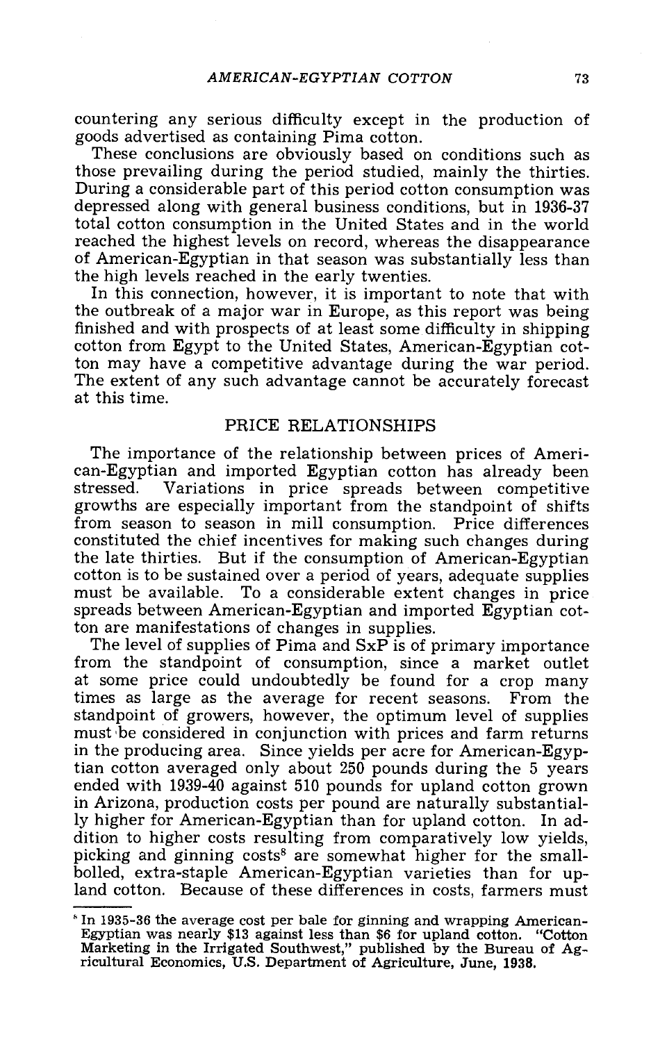countering any serious difficulty except in the production of goods advertised as containing Pima cotton.

These conclusions are obviously based on conditions such as those prevailing during the period studied, mainly the thirties. During a considerable part of this period cotton consumption was depressed along with general business conditions, but in 1936-37 total cotton consumption in the United States and in the world reached the highest levels on record, whereas the disappearance of American-Egyptian in that season was substantially less than the high levels reached in the early twenties.

In this connection, however, it is important to note that with the outbreak of a major war in Europe, as this report was being finished and with prospects of at least some difficulty in shipping cotton from Egypt to the United States, American-Egyptian cotton may have a competitive advantage during the war period. The extent of any such advantage cannot be accurately forecast at this time.

## PRICE RELATIONSHIPS

The importance of the relationship between prices of American-Egyptian and imported Egyptian cotton has already been stressed. Variations in price spreads between competitive growths are especially important from the standpoint of shifts from season to season in mill consumption. Price differences constituted the chief incentives for making such changes during the late thirties. But if the consumption of American-Egyptian cotton is to be sustained over a period of years, adequate supplies must be available. To a considerable extent changes in price spreads between American-Egyptian and imported Egyptian cotton are manifestations of changes in supplies.

The level of supplies of Pima and SxP is of primary importance from the standpoint of consumption, since a market outlet at some price could undoubtedly be found for a crop many times as large as the average for recent seasons. From the standpoint of growers, however, the optimum level of supplies must be considered in conjunction with prices and farm returns in the producing area. Since yields per acre for American-Egyptian cotton averaged only about 250 pounds during the 5 years ended with 1939-40 against 510 pounds for upland cotton grown in Arizona, production costs per pound are naturally substantially higher for American-Egyptian than for upland cotton. In addition to higher costs resulting from comparatively low yields, picking and ginning costs[8] are somewhat higher for the small-bolled, extra-staple American-Egyptian varieties than for upland cotton. Because of these differences in costs, farmers must

---

[8] In 1935-36 the average cost per bale for ginning and wrapping American-Egyptian was nearly $13 against less than $6 for upland cotton. "Cotton Marketing in the Irrigated Southwest," published by the Bureau of Agricultural Economics, U.S. Department of Agriculture, June, 1938.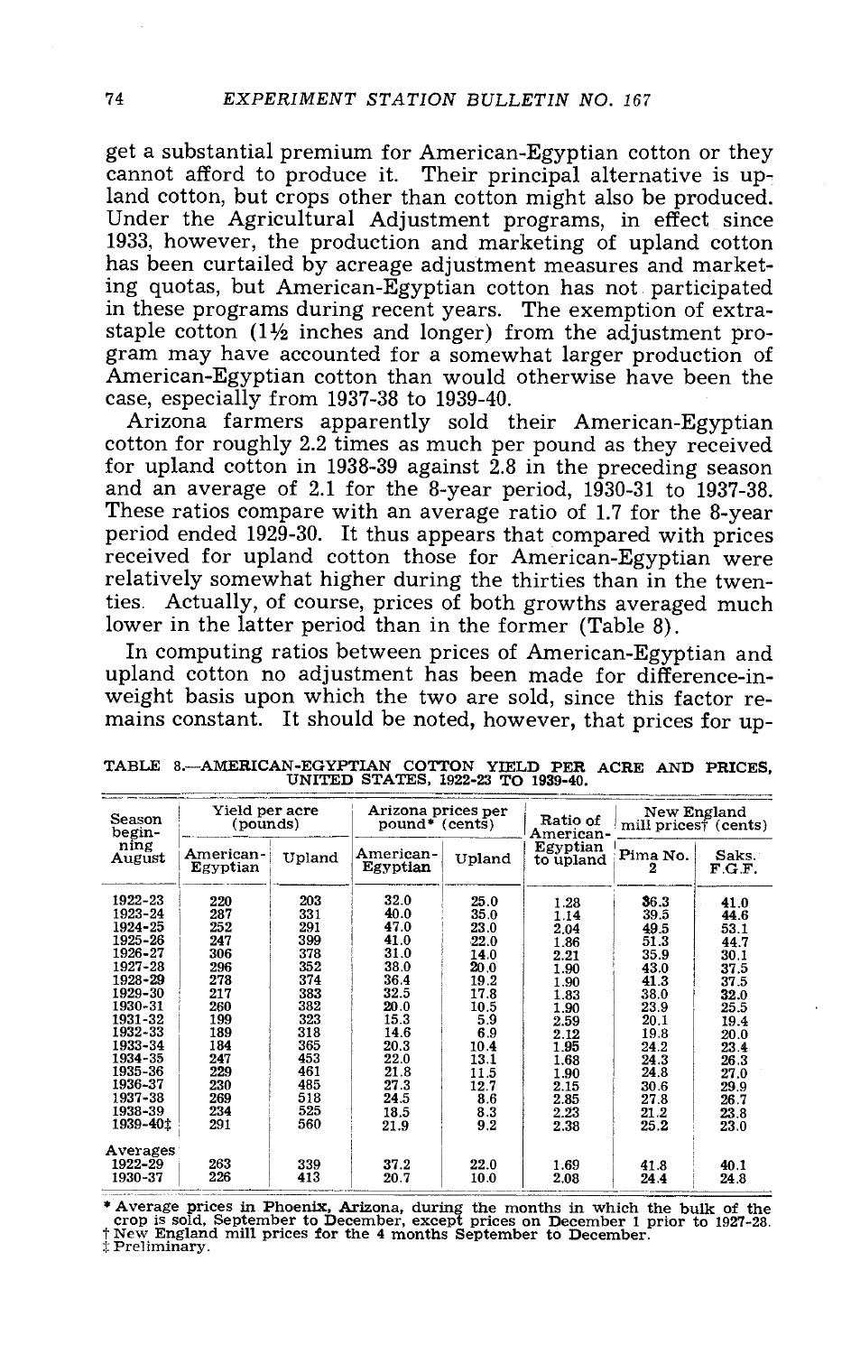get a substantial premium for American-Egyptian cotton or they cannot afford to produce it. Their principal alternative is upland cotton, but crops other than cotton might also be produced. Under the Agricultural Adjustment programs, in effect since 1933, however, the production and marketing of upland cotton has been curtailed by acreage adjustment measures and marketing quotas, but American-Egyptian cotton has not participated in these programs during recent years. The exemption of extra-staple cotton (1½ inches and longer) from the adjustment program may have accounted for a somewhat larger production of American-Egyptian cotton than would otherwise have been the case, especially from 1937-38 to 1939-40.

Arizona farmers apparently sold their American-Egyptian cotton for roughly 2.2 times as much per pound as they received for upland cotton in 1938-39 against 2.8 in the preceding season and an average of 2.1 for the 8-year period, 1930-31 to 1937-38. These ratios compare with an average ratio of 1.7 for the 8-year period ended 1929-30. It thus appears that compared with prices received for upland cotton those for American-Egyptian were relatively somewhat higher during the thirties than in the twenties. Actually, of course, prices of both growths averaged much lower in the latter period than in the former (Table 8).

In computing ratios between prices of American-Egyptian and upland cotton no adjustment has been made for difference-in-weight basis upon which the two are sold, since this factor remains constant. It should be noted, however, that prices for up-

TABLE 8.—AMERICAN-EGYPTIAN COTTON YIELD PER ACRE AND PRICES, UNITED STATES, 1922-23 TO 1939-40.

| Season beginning August | Yield per acre (pounds) | | Arizona prices per pound* (cents) | | Ratio of American-Egyptian to upland | New England mill prices† (cents) | |
|---|---|---|---|---|---|---|---|
| | American-Egyptian | Upland | American-Egyptian | Upland | | Pima No. 2 | Saks. F.G.F. |
| 1922-23 | 220 | 203 | 32.0 | 25.0 | 1.28 | 36.3 | 41.0 |
| 1923-24 | 287 | 331 | 40.0 | 35.0 | 1.14 | 39.5 | 44.6 |
| 1924-25 | 252 | 291 | 47.0 | 23.0 | 2.04 | 49.5 | 53.1 |
| 1925-26 | 247 | 399 | 41.0 | 22.0 | 1.86 | 51.3 | 44.7 |
| 1926-27 | 306 | 378 | 31.0 | 14.0 | 2.21 | 35.9 | 30.1 |
| 1927-28 | 296 | 352 | 38.0 | 20.0 | 1.90 | 43.0 | 37.5 |
| 1928-29 | 278 | 374 | 36.4 | 19.2 | 1.90 | 41.3 | 37.5 |
| 1929-30 | 217 | 383 | 32.5 | 17.8 | 1.83 | 38.0 | 32.0 |
| 1930-31 | 260 | 382 | 20.0 | 10.5 | 1.90 | 23.9 | 25.5 |
| 1931-32 | 199 | 323 | 15.3 | 5.9 | 2.59 | 20.1 | 19.4 |
| 1932-33 | 189 | 318 | 14.6 | 6.9 | 2.12 | 19.8 | 20.0 |
| 1933-34 | 184 | 365 | 20.3 | 10.4 | 1.95 | 24.2 | 23.4 |
| 1934-35 | 247 | 453 | 22.0 | 13.1 | 1.68 | 24.3 | 26.3 |
| 1935-36 | 229 | 461 | 21.8 | 11.5 | 1.90 | 24.8 | 27.0 |
| 1936-37 | 230 | 485 | 27.3 | 12.7 | 2.15 | 30.6 | 29.9 |
| 1937-38 | 269 | 518 | 24.5 | 8.6 | 2.85 | 27.8 | 26.7 |
| 1938-39 | 234 | 525 | 18.5 | 8.3 | 2.23 | 21.2 | 23.8 |
| 1939-40‡ | 291 | 560 | 21.9 | 9.2 | 2.38 | 25.2 | 23.0 |
| Averages | | | | | | | |
| 1922-29 | 263 | 339 | 37.2 | 22.0 | 1.69 | 41.8 | 40.1 |
| 1930-37 | 226 | 413 | 20.7 | 10.0 | 2.08 | 24.4 | 24.8 |

\* Average prices in Phoenix, Arizona, during the months in which the bulk of the crop is sold, September to December, except prices on December 1 prior to 1927-28.
† New England mill prices for the 4 months September to December.
‡ Preliminary.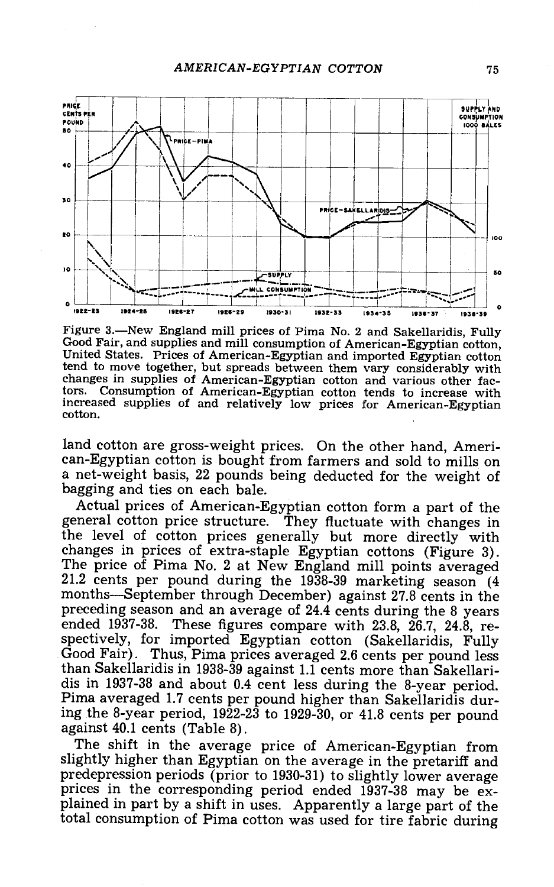Figure 3.—New England mill prices of Pima No. 2 and Sakellaridis, Fully Good Fair, and supplies and mill consumption of American-Egyptian cotton, United States. Prices of American-Egyptian and imported Egyptian cotton tend to move together, but spreads between them vary considerably with changes in supplies of American-Egyptian cotton and various other factors. Consumption of American-Egyptian cotton tends to increase with increased supplies of and relatively low prices for American-Egyptian cotton.

land cotton are gross-weight prices. On the other hand, American-Egyptian cotton is bought from farmers and sold to mills on a net-weight basis, 22 pounds being deducted for the weight of bagging and ties on each bale.

Actual prices of American-Egyptian cotton form a part of the general cotton price structure. They fluctuate with changes in the level of cotton prices generally but more directly with changes in prices of extra-staple Egyptian cottons (Figure 3). The price of Pima No. 2 at New England mill points averaged 21.2 cents per pound during the 1938-39 marketing season (4 months—September through December) against 27.8 cents in the preceding season and an average of 24.4 cents during the 8 years ended 1937-38. These figures compare with 23.8, 26.7, 24.8, respectively, for imported Egyptian cotton (Sakellaridis, Fully Good Fair). Thus, Pima prices averaged 2.6 cents per pound less than Sakellaridis in 1938-39 against 1.1 cents more than Sakellaridis in 1937-38 and about 0.4 cent less during the 8-year period. Pima averaged 1.7 cents per pound higher than Sakellaridis during the 8-year period, 1922-23 to 1929-30, or 41.8 cents per pound against 40.1 cents (Table 8).

The shift in the average price of American-Egyptian from slightly higher than Egyptian on the average in the pretariff and predepression periods (prior to 1930-31) to slightly lower average prices in the corresponding period ended 1937-38 may be explained in part by a shift in uses. Apparently a large part of the total consumption of Pima cotton was used for tire fabric during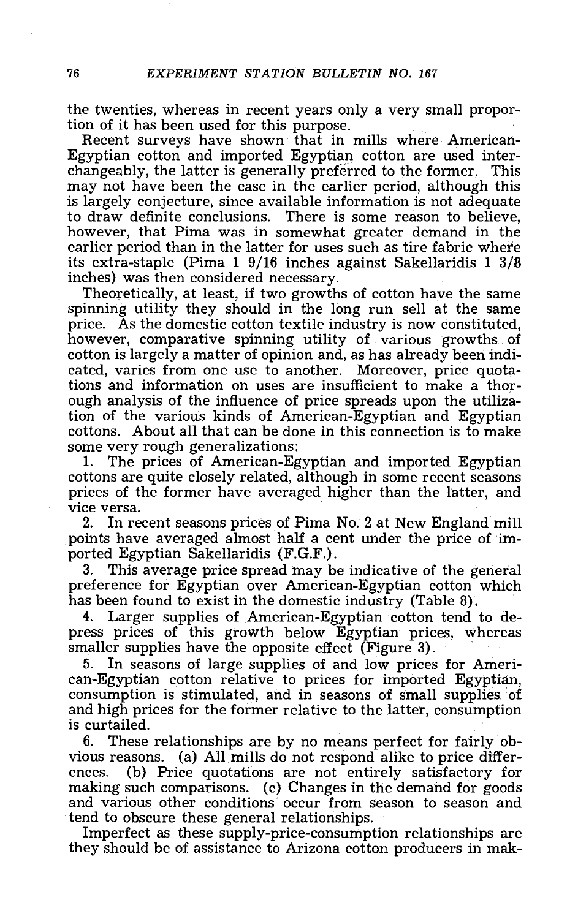the twenties, whereas in recent years only a very small proportion of it has been used for this purpose.

Recent surveys have shown that in mills where American-Egyptian cotton and imported Egyptian cotton are used interchangeably, the latter is generally preferred to the former. This may not have been the case in the earlier period, although this is largely conjecture, since available information is not adequate to draw definite conclusions. There is some reason to believe, however, that Pima was in somewhat greater demand in the earlier period than in the latter for uses such as tire fabric where its extra-staple (Pima 1 9/16 inches against Sakellaridis 1 3/8 inches) was then considered necessary.

Theoretically, at least, if two growths of cotton have the same spinning utility they should in the long run sell at the same price. As the domestic cotton textile industry is now constituted, however, comparative spinning utility of various growths of cotton is largely a matter of opinion and, as has already been indicated, varies from one use to another. Moreover, price quotations and information on uses are insufficient to make a thorough analysis of the influence of price spreads upon the utilization of the various kinds of American-Egyptian and Egyptian cottons. About all that can be done in this connection is to make some very rough generalizations:

1. The prices of American-Egyptian and imported Egyptian cottons are quite closely related, although in some recent seasons prices of the former have averaged higher than the latter, and vice versa.
2. In recent seasons prices of Pima No. 2 at New England mill points have averaged almost half a cent under the price of imported Egyptian Sakellaridis (F.G.F.).
3. This average price spread may be indicative of the general preference for Egyptian over American-Egyptian cotton which has been found to exist in the domestic industry (Table 8).
4. Larger supplies of American-Egyptian cotton tend to depress prices of this growth below Egyptian prices, whereas smaller supplies have the opposite effect (Figure 3).
5. In seasons of large supplies of and low prices for American-Egyptian cotton relative to prices for imported Egyptian, consumption is stimulated, and in seasons of small supplies of and high prices for the former relative to the latter, consumption is curtailed.
6. These relationships are by no means perfect for fairly obvious reasons. (a) All mills do not respond alike to price differences. (b) Price quotations are not entirely satisfactory for making such comparisons. (c) Changes in the demand for goods and various other conditions occur from season to season and tend to obscure these general relationships.

Imperfect as these supply-price-consumption relationships are they should be of assistance to Arizona cotton producers in mak-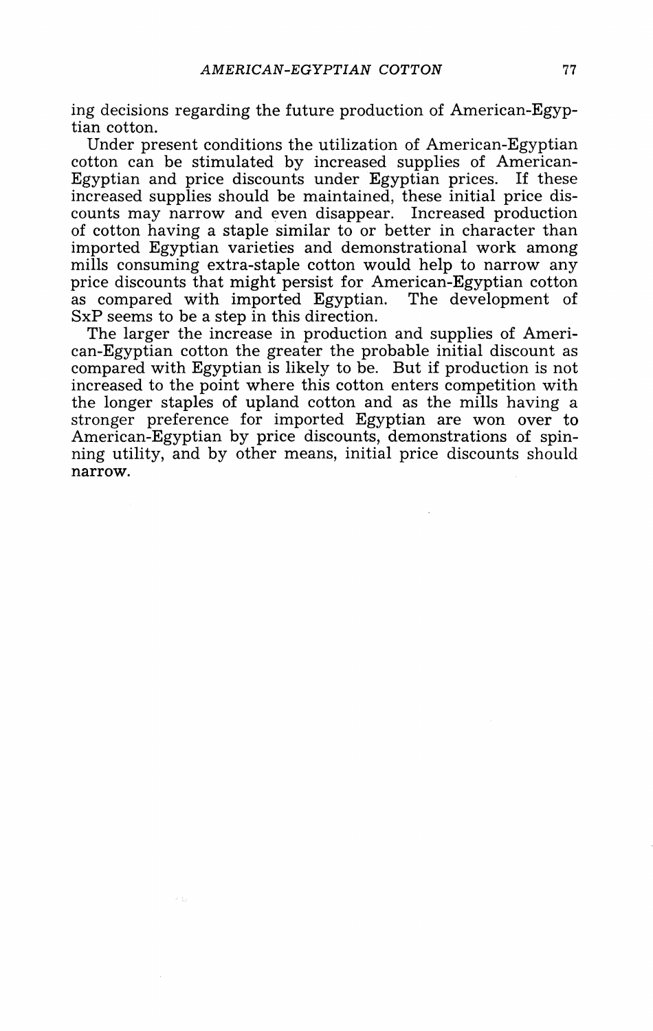ing decisions regarding the future production of American-Egyptian cotton.

Under present conditions the utilization of American-Egyptian cotton can be stimulated by increased supplies of American-Egyptian and price discounts under Egyptian prices. If these increased supplies should be maintained, these initial price discounts may narrow and even disappear. Increased production of cotton having a staple similar to or better in character than imported Egyptian varieties and demonstrational work among mills consuming extra-staple cotton would help to narrow any price discounts that might persist for American-Egyptian cotton as compared with imported Egyptian. The development of SxP seems to be a step in this direction.

The larger the increase in production and supplies of American-Egyptian cotton the greater the probable initial discount as compared with Egyptian is likely to be. But if production is not increased to the point where this cotton enters competition with the longer staples of upland cotton and as the mills having a stronger preference for imported Egyptian are won over to American-Egyptian by price discounts, demonstrations of spinning utility, and by other means, initial price discounts should narrow.